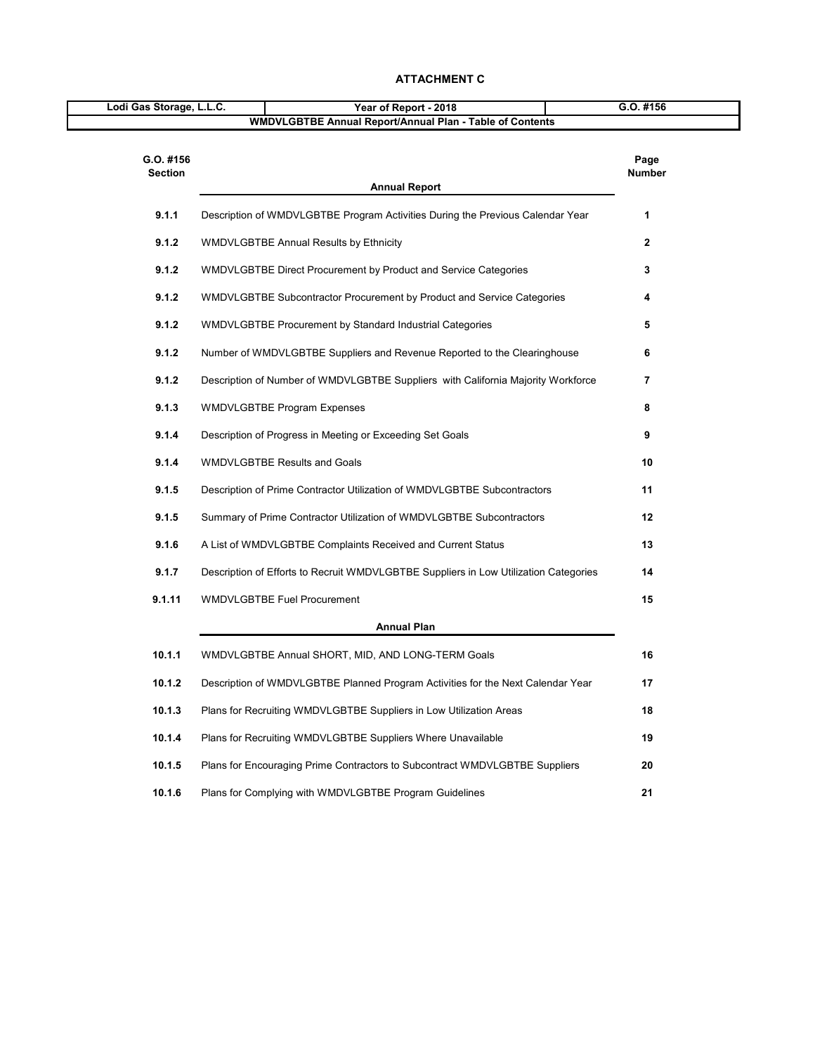**ATTACHMENT C**

| Lodi Gas Storage, L.L.C. | Year of Report - 2018 | G.O. #156 |
|---|---|---|
| WMDVLGBTBE Annual Report/Annual Plan - Table of Contents | | |

| G.O. #156 Section | Annual Report | Page Number |
|---|---|---|
| 9.1.1 | Description of WMDVLGBTBE Program Activities During the Previous Calendar Year | 1 |
| 9.1.2 | WMDVLGBTBE Annual Results by Ethnicity | 2 |
| 9.1.2 | WMDVLGBTBE Direct Procurement by Product and Service Categories | 3 |
| 9.1.2 | WMDVLGBTBE Subcontractor Procurement by Product and Service Categories | 4 |
| 9.1.2 | WMDVLGBTBE Procurement by Standard Industrial Categories | 5 |
| 9.1.2 | Number of WMDVLGBTBE Suppliers and Revenue Reported to the Clearinghouse | 6 |
| 9.1.2 | Description of Number of WMDVLGBTBE Suppliers with California Majority Workforce | 7 |
| 9.1.3 | WMDVLGBTBE Program Expenses | 8 |
| 9.1.4 | Description of Progress in Meeting or Exceeding Set Goals | 9 |
| 9.1.4 | WMDVLGBTBE Results and Goals | 10 |
| 9.1.5 | Description of Prime Contractor Utilization of WMDVLGBTBE Subcontractors | 11 |
| 9.1.5 | Summary of Prime Contractor Utilization of WMDVLGBTBE Subcontractors | 12 |
| 9.1.6 | A List of WMDVLGBTBE Complaints Received and Current Status | 13 |
| 9.1.7 | Description of Efforts to Recruit WMDVLGBTBE Suppliers in Low Utilization Categories | 14 |
| 9.1.11 | WMDVLGBTBE Fuel Procurement | 15 |
| | **Annual Plan** | |
| 10.1.1 | WMDVLGBTBE Annual SHORT, MID, AND LONG-TERM Goals | 16 |
| 10.1.2 | Description of WMDVLGBTBE Planned Program Activities for the Next Calendar Year | 17 |
| 10.1.3 | Plans for Recruiting WMDVLGBTBE Suppliers in Low Utilization Areas | 18 |
| 10.1.4 | Plans for Recruiting WMDVLGBTBE Suppliers Where Unavailable | 19 |
| 10.1.5 | Plans for Encouraging Prime Contractors to Subcontract WMDVLGBTBE Suppliers | 20 |
| 10.1.6 | Plans for Complying with WMDVLGBTBE Program Guidelines | 21 |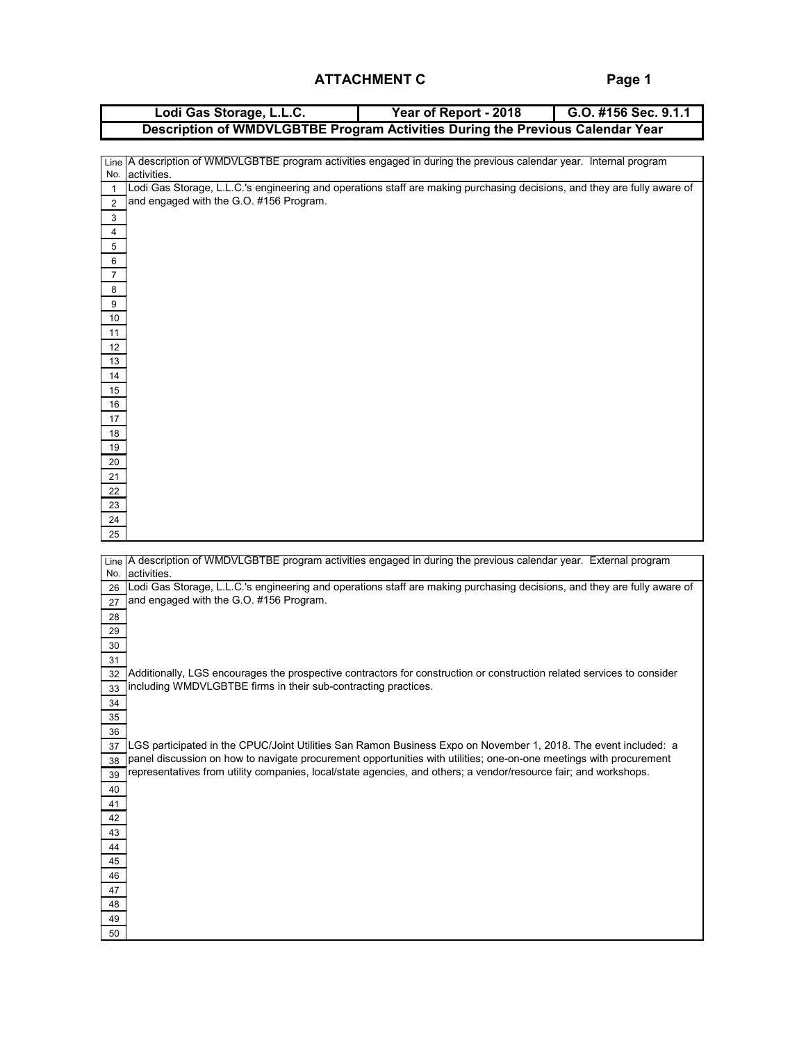# ATTACHMENT C

| Lodi Gas Storage, L.L.C. | Year of Report - 2018 | G.O. #156 Sec. 9.1.1 |
|---|---|---|
| **Description of WMDVLGBTBE Program Activities During the Previous Calendar Year** | | |

| Line No. | A description of WMDVLGBTBE program activities engaged in during the previous calendar year. Internal program activities. |
|---|---|
| 1 | Lodi Gas Storage, L.L.C.'s engineering and operations staff are making purchasing decisions, and they are fully aware of |
| 2 | and engaged with the G.O. #156 Program. |
| 3 | |
| 4 | |
| 5 | |
| 6 | |
| 7 | |
| 8 | |
| 9 | |
| 10 | |
| 11 | |
| 12 | |
| 13 | |
| 14 | |
| 15 | |
| 16 | |
| 17 | |
| 18 | |
| 19 | |
| 20 | |
| 21 | |
| 22 | |
| 23 | |
| 24 | |
| 25 | |

| Line No. | A description of WMDVLGBTBE program activities engaged in during the previous calendar year. External program activities. |
|---|---|
| 26 | Lodi Gas Storage, L.L.C.'s engineering and operations staff are making purchasing decisions, and they are fully aware of |
| 27 | and engaged with the G.O. #156 Program. |
| 28 | |
| 29 | |
| 30 | |
| 31 | |
| 32 | Additionally, LGS encourages the prospective contractors for construction or construction related services to consider |
| 33 | including WMDVLGBTBE firms in their sub-contracting practices. |
| 34 | |
| 35 | |
| 36 | |
| 37 | LGS participated in the CPUC/Joint Utilities San Ramon Business Expo on November 1, 2018. The event included: a |
| 38 | panel discussion on how to navigate procurement opportunities with utilities; one-on-one meetings with procurement |
| 39 | representatives from utility companies, local/state agencies, and others; a vendor/resource fair; and workshops. |
| 40 | |
| 41 | |
| 42 | |
| 43 | |
| 44 | |
| 45 | |
| 46 | |
| 47 | |
| 48 | |
| 49 | |
| 50 | |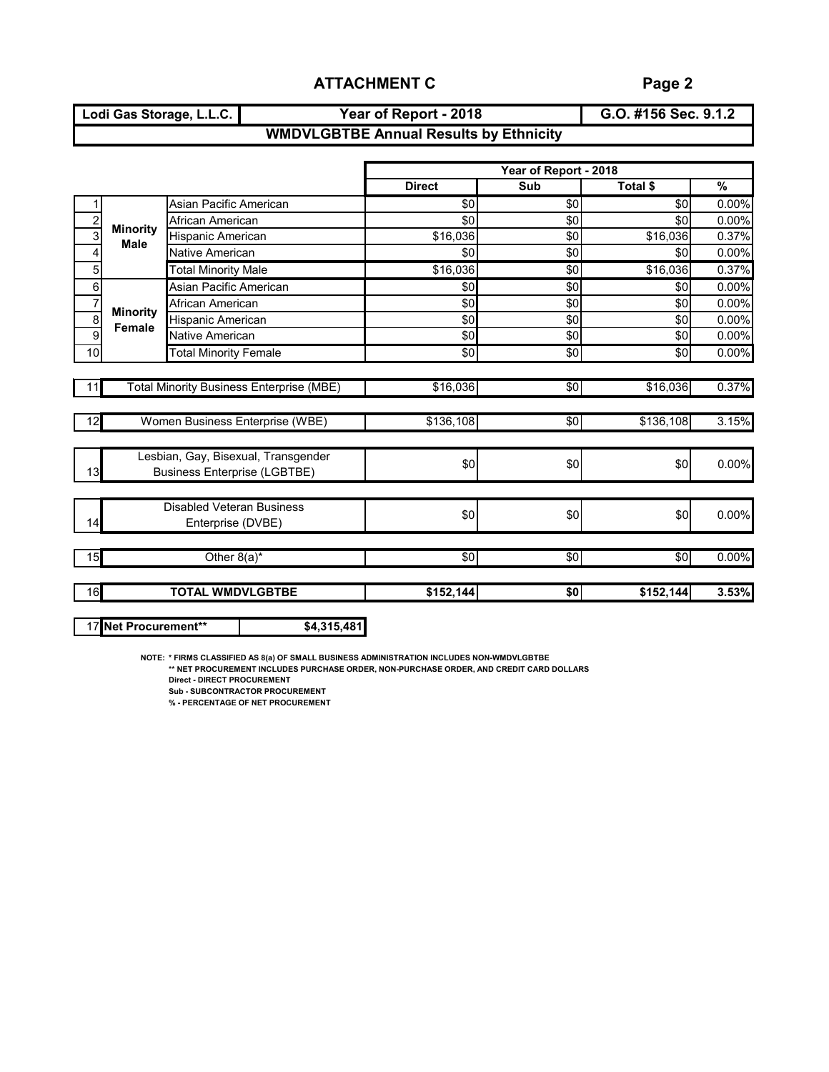## ATTACHMENT C

Page 2

| Lodi Gas Storage, L.L.C. | Year of Report - 2018 | G.O. #156 Sec. 9.1.2 |
|---|---|---|

### WMDVLGBTBE Annual Results by Ethnicity

| | | | Year of Report - 2018 | | | |
|---|---|---|---|---|---|---|
| | | | **Direct** | **Sub** | **Total $** | **%** |
| 1 | **Minority Male** | Asian Pacific American | $0 | $0 | $0 | 0.00% |
| 2 | | African American | $0 | $0 | $0 | 0.00% |
| 3 | | Hispanic American | $16,036 | $0 | $16,036 | 0.37% |
| 4 | | Native American | $0 | $0 | $0 | 0.00% |
| 5 | | Total Minority Male | $16,036 | $0 | $16,036 | 0.37% |
| 6 | **Minority Female** | Asian Pacific American | $0 | $0 | $0 | 0.00% |
| 7 | | African American | $0 | $0 | $0 | 0.00% |
| 8 | | Hispanic American | $0 | $0 | $0 | 0.00% |
| 9 | | Native American | $0 | $0 | $0 | 0.00% |
| 10 | | Total Minority Female | $0 | $0 | $0 | 0.00% |
| 11 | Total Minority Business Enterprise (MBE) | | $16,036 | $0 | $16,036 | 0.37% |
| 12 | Women Business Enterprise (WBE) | | $136,108 | $0 | $136,108 | 3.15% |
| 13 | Lesbian, Gay, Bisexual, Transgender Business Enterprise (LGBTBE) | | $0 | $0 | $0 | 0.00% |
| 14 | Disabled Veteran Business Enterprise (DVBE) | | $0 | $0 | $0 | 0.00% |
| 15 | Other 8(a)* | | $0 | $0 | $0 | 0.00% |
| 16 | **TOTAL WMDVLGBTBE** | | **$152,144** | **$0** | **$152,144** | **3.53%** |

| 17 | **Net Procurement**** | **$4,315,481** |
|---|---|---|

NOTE: * FIRMS CLASSIFIED AS 8(a) OF SMALL BUSINESS ADMINISTRATION INCLUDES NON-WMDVLGBTBE
** NET PROCUREMENT INCLUDES PURCHASE ORDER, NON-PURCHASE ORDER, AND CREDIT CARD DOLLARS
Direct - DIRECT PROCUREMENT
Sub - SUBCONTRACTOR PROCUREMENT
% - PERCENTAGE OF NET PROCUREMENT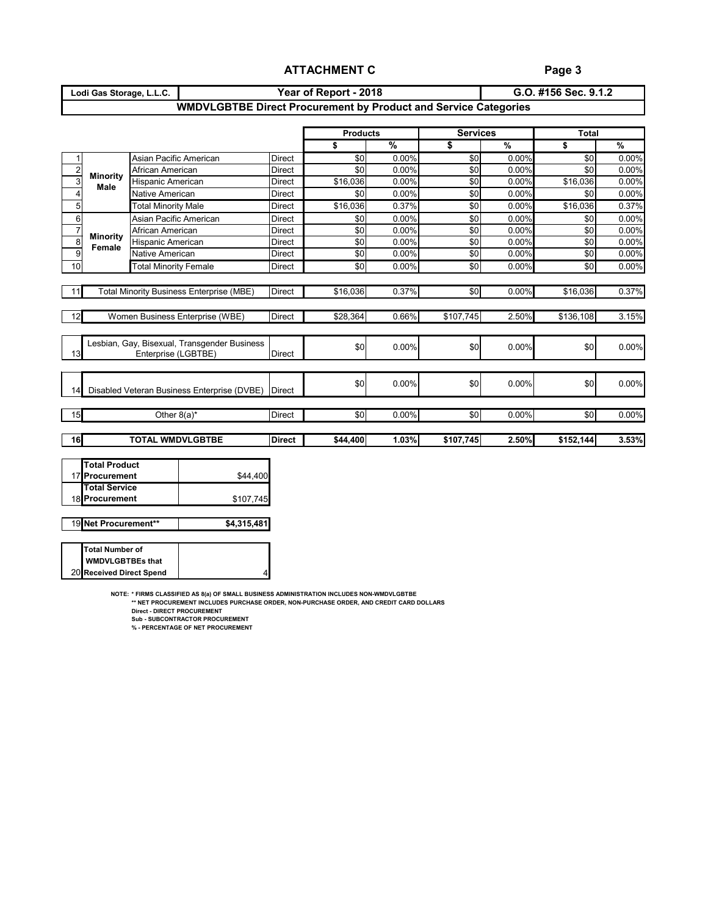# ATTACHMENT C

| Lodi Gas Storage, L.L.C. | Year of Report - 2018 | G.O. #156 Sec. 9.1.2 |
|---|---|---|

## WMDVLGBTBE Direct Procurement by Product and Service Categories

| # | Category | Subcategory | Type | Products $ | Products % | Services $ | Services % | Total $ | Total % |
|---|---|---|---|---|---|---|---|---|---|
| 1 | Minority Male | Asian Pacific American | Direct | $0 | 0.00% | $0 | 0.00% | $0 | 0.00% |
| 2 | | African American | Direct | $0 | 0.00% | $0 | 0.00% | $0 | 0.00% |
| 3 | | Hispanic American | Direct | $16,036 | 0.00% | $0 | 0.00% | $16,036 | 0.00% |
| 4 | | Native American | Direct | $0 | 0.00% | $0 | 0.00% | $0 | 0.00% |
| 5 | | Total Minority Male | Direct | $16,036 | 0.37% | $0 | 0.00% | $16,036 | 0.37% |
| 6 | Minority Female | Asian Pacific American | Direct | $0 | 0.00% | $0 | 0.00% | $0 | 0.00% |
| 7 | | African American | Direct | $0 | 0.00% | $0 | 0.00% | $0 | 0.00% |
| 8 | | Hispanic American | Direct | $0 | 0.00% | $0 | 0.00% | $0 | 0.00% |
| 9 | | Native American | Direct | $0 | 0.00% | $0 | 0.00% | $0 | 0.00% |
| 10 | | Total Minority Female | Direct | $0 | 0.00% | $0 | 0.00% | $0 | 0.00% |
| 11 | Total Minority Business Enterprise (MBE) | | Direct | $16,036 | 0.37% | $0 | 0.00% | $16,036 | 0.37% |
| 12 | Women Business Enterprise (WBE) | | Direct | $28,364 | 0.66% | $107,745 | 2.50% | $136,108 | 3.15% |
| 13 | Lesbian, Gay, Bisexual, Transgender Business Enterprise (LGBTBE) | | Direct | $0 | 0.00% | $0 | 0.00% | $0 | 0.00% |
| 14 | Disabled Veteran Business Enterprise (DVBE) | | Direct | $0 | 0.00% | $0 | 0.00% | $0 | 0.00% |
| 15 | Other 8(a)* | | Direct | $0 | 0.00% | $0 | 0.00% | $0 | 0.00% |
| **16** | **TOTAL WMDVLGBTBE** | | **Direct** | **$44,400** | **1.03%** | **$107,745** | **2.50%** | **$152,144** | **3.53%** |

| # | Item | Amount |
|---|---|---|
| 17 | **Total Product Procurement** | $44,400 |
| 18 | **Total Service Procurement** | $107,745 |
| 19 | **Net Procurement**** | **$4,315,481** |
| 20 | **Total Number of WMDVLGBTBEs that Received Direct Spend** | 4 |

NOTE: * FIRMS CLASSIFIED AS 8(a) OF SMALL BUSINESS ADMINISTRATION INCLUDES NON-WMDVLGBTBE
** NET PROCUREMENT INCLUDES PURCHASE ORDER, NON-PURCHASE ORDER, AND CREDIT CARD DOLLARS
Direct - DIRECT PROCUREMENT
Sub - SUBCONTRACTOR PROCUREMENT
% - PERCENTAGE OF NET PROCUREMENT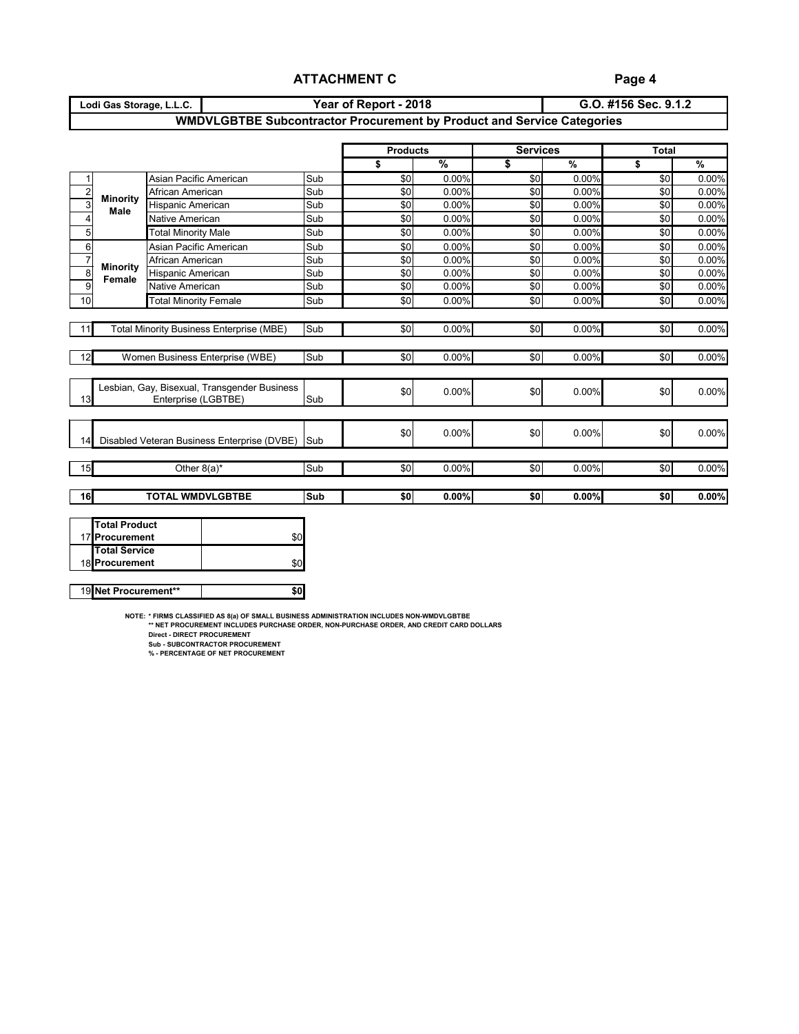# ATTACHMENT C

| Lodi Gas Storage, L.L.C. | Year of Report - 2018 | G.O. #156 Sec. 9.1.2 |
|---|---|---|

## WMDVLGBTBE Subcontractor Procurement by Product and Service Categories

| | | | | Products | | Services | | Total | |
|---|---|---|---|---|---|---|---|---|---|
| | | | | $ | % | $ | % | $ | % |
| 1 | Minority Male | Asian Pacific American | Sub | $0 | 0.00% | $0 | 0.00% | $0 | 0.00% |
| 2 | | African American | Sub | $0 | 0.00% | $0 | 0.00% | $0 | 0.00% |
| 3 | | Hispanic American | Sub | $0 | 0.00% | $0 | 0.00% | $0 | 0.00% |
| 4 | | Native American | Sub | $0 | 0.00% | $0 | 0.00% | $0 | 0.00% |
| 5 | | Total Minority Male | Sub | $0 | 0.00% | $0 | 0.00% | $0 | 0.00% |
| 6 | Minority Female | Asian Pacific American | Sub | $0 | 0.00% | $0 | 0.00% | $0 | 0.00% |
| 7 | | African American | Sub | $0 | 0.00% | $0 | 0.00% | $0 | 0.00% |
| 8 | | Hispanic American | Sub | $0 | 0.00% | $0 | 0.00% | $0 | 0.00% |
| 9 | | Native American | Sub | $0 | 0.00% | $0 | 0.00% | $0 | 0.00% |
| 10 | | Total Minority Female | Sub | $0 | 0.00% | $0 | 0.00% | $0 | 0.00% |
| 11 | Total Minority Business Enterprise (MBE) | | Sub | $0 | 0.00% | $0 | 0.00% | $0 | 0.00% |
| 12 | Women Business Enterprise (WBE) | | Sub | $0 | 0.00% | $0 | 0.00% | $0 | 0.00% |
| 13 | Lesbian, Gay, Bisexual, Transgender Business Enterprise (LGBTBE) | | Sub | $0 | 0.00% | $0 | 0.00% | $0 | 0.00% |
| 14 | Disabled Veteran Business Enterprise (DVBE) | | Sub | $0 | 0.00% | $0 | 0.00% | $0 | 0.00% |
| 15 | Other 8(a)* | | Sub | $0 | 0.00% | $0 | 0.00% | $0 | 0.00% |
| **16** | **TOTAL WMDVLGBTBE** | | **Sub** | **$0** | **0.00%** | **$0** | **0.00%** | **$0** | **0.00%** |

| | | |
|---|---|---|
| 17 | **Total Product Procurement** | $0 |
| 18 | **Total Service Procurement** | $0 |
| 19 | **Net Procurement**** | **$0** |

NOTE: * FIRMS CLASSIFIED AS 8(a) OF SMALL BUSINESS ADMINISTRATION INCLUDES NON-WMDVLGBTBE
** NET PROCUREMENT INCLUDES PURCHASE ORDER, NON-PURCHASE ORDER, AND CREDIT CARD DOLLARS
Direct - DIRECT PROCUREMENT
Sub - SUBCONTRACTOR PROCUREMENT
% - PERCENTAGE OF NET PROCUREMENT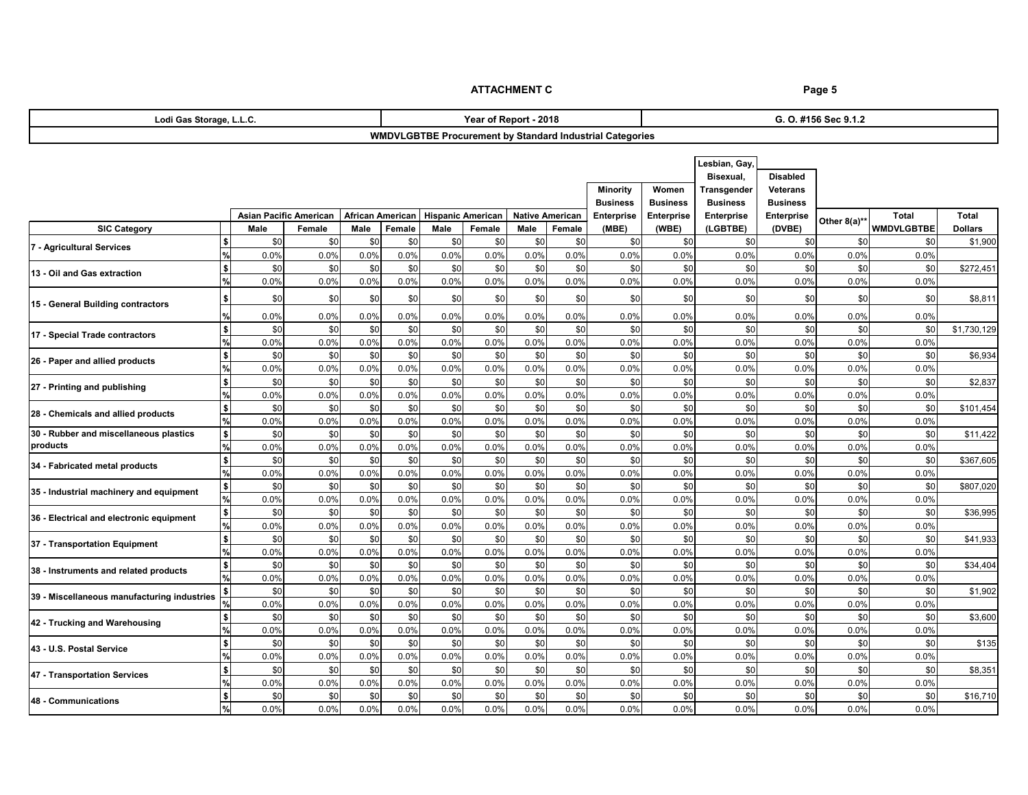## ATTACHMENT C

| Lodi Gas Storage, L.L.C. | Year of Report - 2018 | G. O. #156 Sec 9.1.2 |
|---|---|---|

### WMDVLGBTBE Procurement by Standard Industrial Categories

| SIC Category | | Asian Pacific American | | African American | | Hispanic American | | Native American | | Minority Business Enterprise (MBE) | Women Business Enterprise (WBE) | Lesbian, Gay, Bisexual, Transgender Business Enterprise (LGBTBE) | Disabled Veterans Business Enterprise (DVBE) | Other 8(a)** | Total WMDVLGBTBE | Total Dollars |
|---|---|---|---|---|---|---|---|---|---|---|---|---|---|---|---|---|
| | | Male | Female | Male | Female | Male | Female | Male | Female | | | | | | | |
| 7 - Agricultural Services | $ | $0 | $0 | $0 | $0 | $0 | $0 | $0 | $0 | $0 | $0 | $0 | $0 | $0 | $0 | $1,900 |
| | % | 0.0% | 0.0% | 0.0% | 0.0% | 0.0% | 0.0% | 0.0% | 0.0% | 0.0% | 0.0% | 0.0% | 0.0% | 0.0% | 0.0% | |
| 13 - Oil and Gas extraction | $ | $0 | $0 | $0 | $0 | $0 | $0 | $0 | $0 | $0 | $0 | $0 | $0 | $0 | $0 | $272,451 |
| | % | 0.0% | 0.0% | 0.0% | 0.0% | 0.0% | 0.0% | 0.0% | 0.0% | 0.0% | 0.0% | 0.0% | 0.0% | 0.0% | 0.0% | |
| 15 - General Building contractors | $ | $0 | $0 | $0 | $0 | $0 | $0 | $0 | $0 | $0 | $0 | $0 | $0 | $0 | $0 | $8,811 |
| | % | 0.0% | 0.0% | 0.0% | 0.0% | 0.0% | 0.0% | 0.0% | 0.0% | 0.0% | 0.0% | 0.0% | 0.0% | 0.0% | 0.0% | |
| 17 - Special Trade contractors | $ | $0 | $0 | $0 | $0 | $0 | $0 | $0 | $0 | $0 | $0 | $0 | $0 | $0 | $0 | $1,730,129 |
| | % | 0.0% | 0.0% | 0.0% | 0.0% | 0.0% | 0.0% | 0.0% | 0.0% | 0.0% | 0.0% | 0.0% | 0.0% | 0.0% | 0.0% | |
| 26 - Paper and allied products | $ | $0 | $0 | $0 | $0 | $0 | $0 | $0 | $0 | $0 | $0 | $0 | $0 | $0 | $0 | $6,934 |
| | % | 0.0% | 0.0% | 0.0% | 0.0% | 0.0% | 0.0% | 0.0% | 0.0% | 0.0% | 0.0% | 0.0% | 0.0% | 0.0% | 0.0% | |
| 27 - Printing and publishing | $ | $0 | $0 | $0 | $0 | $0 | $0 | $0 | $0 | $0 | $0 | $0 | $0 | $0 | $0 | $2,837 |
| | % | 0.0% | 0.0% | 0.0% | 0.0% | 0.0% | 0.0% | 0.0% | 0.0% | 0.0% | 0.0% | 0.0% | 0.0% | 0.0% | 0.0% | |
| 28 - Chemicals and allied products | $ | $0 | $0 | $0 | $0 | $0 | $0 | $0 | $0 | $0 | $0 | $0 | $0 | $0 | $0 | $101,454 |
| | % | 0.0% | 0.0% | 0.0% | 0.0% | 0.0% | 0.0% | 0.0% | 0.0% | 0.0% | 0.0% | 0.0% | 0.0% | 0.0% | 0.0% | |
| 30 - Rubber and miscellaneous plastics products | $ | $0 | $0 | $0 | $0 | $0 | $0 | $0 | $0 | $0 | $0 | $0 | $0 | $0 | $0 | $11,422 |
| | % | 0.0% | 0.0% | 0.0% | 0.0% | 0.0% | 0.0% | 0.0% | 0.0% | 0.0% | 0.0% | 0.0% | 0.0% | 0.0% | 0.0% | |
| 34 - Fabricated metal products | $ | $0 | $0 | $0 | $0 | $0 | $0 | $0 | $0 | $0 | $0 | $0 | $0 | $0 | $0 | $367,605 |
| | % | 0.0% | 0.0% | 0.0% | 0.0% | 0.0% | 0.0% | 0.0% | 0.0% | 0.0% | 0.0% | 0.0% | 0.0% | 0.0% | 0.0% | |
| 35 - Industrial machinery and equipment | $ | $0 | $0 | $0 | $0 | $0 | $0 | $0 | $0 | $0 | $0 | $0 | $0 | $0 | $0 | $807,020 |
| | % | 0.0% | 0.0% | 0.0% | 0.0% | 0.0% | 0.0% | 0.0% | 0.0% | 0.0% | 0.0% | 0.0% | 0.0% | 0.0% | 0.0% | |
| 36 - Electrical and electronic equipment | $ | $0 | $0 | $0 | $0 | $0 | $0 | $0 | $0 | $0 | $0 | $0 | $0 | $0 | $0 | $36,995 |
| | % | 0.0% | 0.0% | 0.0% | 0.0% | 0.0% | 0.0% | 0.0% | 0.0% | 0.0% | 0.0% | 0.0% | 0.0% | 0.0% | 0.0% | |
| 37 - Transportation Equipment | $ | $0 | $0 | $0 | $0 | $0 | $0 | $0 | $0 | $0 | $0 | $0 | $0 | $0 | $0 | $41,933 |
| | % | 0.0% | 0.0% | 0.0% | 0.0% | 0.0% | 0.0% | 0.0% | 0.0% | 0.0% | 0.0% | 0.0% | 0.0% | 0.0% | 0.0% | |
| 38 - Instruments and related products | $ | $0 | $0 | $0 | $0 | $0 | $0 | $0 | $0 | $0 | $0 | $0 | $0 | $0 | $0 | $34,404 |
| | % | 0.0% | 0.0% | 0.0% | 0.0% | 0.0% | 0.0% | 0.0% | 0.0% | 0.0% | 0.0% | 0.0% | 0.0% | 0.0% | 0.0% | |
| 39 - Miscellaneous manufacturing industries | $ | $0 | $0 | $0 | $0 | $0 | $0 | $0 | $0 | $0 | $0 | $0 | $0 | $0 | $0 | $1,902 |
| | % | 0.0% | 0.0% | 0.0% | 0.0% | 0.0% | 0.0% | 0.0% | 0.0% | 0.0% | 0.0% | 0.0% | 0.0% | 0.0% | 0.0% | |
| 42 - Trucking and Warehousing | $ | $0 | $0 | $0 | $0 | $0 | $0 | $0 | $0 | $0 | $0 | $0 | $0 | $0 | $0 | $3,600 |
| | % | 0.0% | 0.0% | 0.0% | 0.0% | 0.0% | 0.0% | 0.0% | 0.0% | 0.0% | 0.0% | 0.0% | 0.0% | 0.0% | 0.0% | |
| 43 - U.S. Postal Service | $ | $0 | $0 | $0 | $0 | $0 | $0 | $0 | $0 | $0 | $0 | $0 | $0 | $0 | $0 | $135 |
| | % | 0.0% | 0.0% | 0.0% | 0.0% | 0.0% | 0.0% | 0.0% | 0.0% | 0.0% | 0.0% | 0.0% | 0.0% | 0.0% | 0.0% | |
| 47 - Transportation Services | $ | $0 | $0 | $0 | $0 | $0 | $0 | $0 | $0 | $0 | $0 | $0 | $0 | $0 | $0 | $8,351 |
| | % | 0.0% | 0.0% | 0.0% | 0.0% | 0.0% | 0.0% | 0.0% | 0.0% | 0.0% | 0.0% | 0.0% | 0.0% | 0.0% | 0.0% | |
| 48 - Communications | $ | $0 | $0 | $0 | $0 | $0 | $0 | $0 | $0 | $0 | $0 | $0 | $0 | $0 | $0 | $16,710 |
| | % | 0.0% | 0.0% | 0.0% | 0.0% | 0.0% | 0.0% | 0.0% | 0.0% | 0.0% | 0.0% | 0.0% | 0.0% | 0.0% | 0.0% | |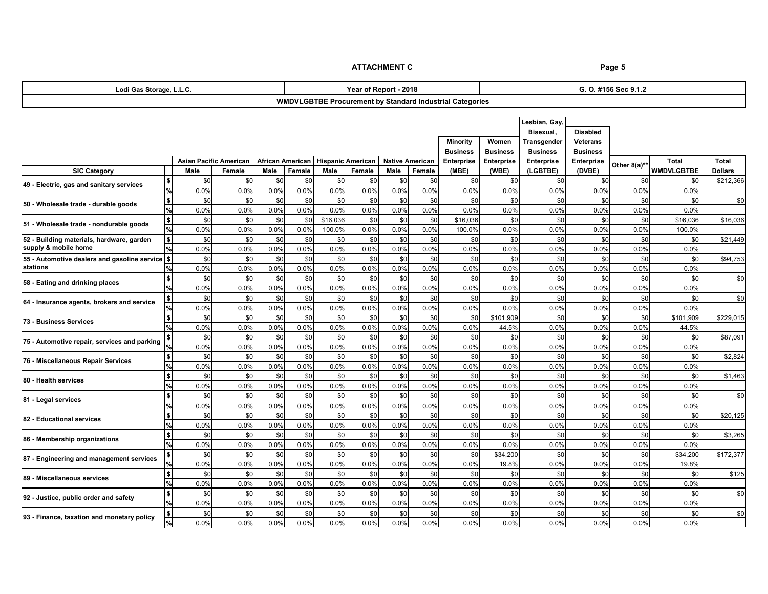# ATTACHMENT C

| Lodi Gas Storage, L.L.C. | Year of Report - 2018 | G. O. #156 Sec 9.1.2 |
|---|---|---|

## WMDVLGBTBE Procurement by Standard Industrial Categories

| SIC Category | | Asian Pacific American Male | Asian Pacific American Female | African American Male | African American Female | Hispanic American Male | Hispanic American Female | Native American Male | Native American Female | Minority Business Enterprise (MBE) | Women Business Enterprise (WBE) | Lesbian, Gay, Bisexual, Transgender Business Enterprise (LGBTBE) | Disabled Veterans Business Enterprise (DVBE) | Other 8(a)** | Total WMDVLGBTBE | Total Dollars |
|---|---|---|---|---|---|---|---|---|---|---|---|---|---|---|---|---|
| 49 - Electric, gas and sanitary services | $ | $0 | $0 | $0 | $0 | $0 | $0 | $0 | $0 | $0 | $0 | $0 | $0 | $0 | $0 | $212,366 |
| | % | 0.0% | 0.0% | 0.0% | 0.0% | 0.0% | 0.0% | 0.0% | 0.0% | 0.0% | 0.0% | 0.0% | 0.0% | 0.0% | 0.0% | |
| 50 - Wholesale trade - durable goods | $ | $0 | $0 | $0 | $0 | $0 | $0 | $0 | $0 | $0 | $0 | $0 | $0 | $0 | $0 | $0 |
| | % | 0.0% | 0.0% | 0.0% | 0.0% | 0.0% | 0.0% | 0.0% | 0.0% | 0.0% | 0.0% | 0.0% | 0.0% | 0.0% | 0.0% | |
| 51 - Wholesale trade - nondurable goods | $ | $0 | $0 | $0 | $0 | $16,036 | $0 | $0 | $0 | $16,036 | $0 | $0 | $0 | $0 | $16,036 | $16,036 |
| | % | 0.0% | 0.0% | 0.0% | 0.0% | 100.0% | 0.0% | 0.0% | 0.0% | 100.0% | 0.0% | 0.0% | 0.0% | 0.0% | 100.0% | |
| 52 - Building materials, hardware, garden supply & mobile home | $ | $0 | $0 | $0 | $0 | $0 | $0 | $0 | $0 | $0 | $0 | $0 | $0 | $0 | $0 | $21,449 |
| | % | 0.0% | 0.0% | 0.0% | 0.0% | 0.0% | 0.0% | 0.0% | 0.0% | 0.0% | 0.0% | 0.0% | 0.0% | 0.0% | 0.0% | |
| 55 - Automotive dealers and gasoline service stations | $ | $0 | $0 | $0 | $0 | $0 | $0 | $0 | $0 | $0 | $0 | $0 | $0 | $0 | $0 | $94,753 |
| | % | 0.0% | 0.0% | 0.0% | 0.0% | 0.0% | 0.0% | 0.0% | 0.0% | 0.0% | 0.0% | 0.0% | 0.0% | 0.0% | 0.0% | |
| 58 - Eating and drinking places | $ | $0 | $0 | $0 | $0 | $0 | $0 | $0 | $0 | $0 | $0 | $0 | $0 | $0 | $0 | $0 |
| | % | 0.0% | 0.0% | 0.0% | 0.0% | 0.0% | 0.0% | 0.0% | 0.0% | 0.0% | 0.0% | 0.0% | 0.0% | 0.0% | 0.0% | |
| 64 - Insurance agents, brokers and service | $ | $0 | $0 | $0 | $0 | $0 | $0 | $0 | $0 | $0 | $0 | $0 | $0 | $0 | $0 | $0 |
| | % | 0.0% | 0.0% | 0.0% | 0.0% | 0.0% | 0.0% | 0.0% | 0.0% | 0.0% | 0.0% | 0.0% | 0.0% | 0.0% | 0.0% | |
| 73 - Business Services | $ | $0 | $0 | $0 | $0 | $0 | $0 | $0 | $0 | $0 | $101,909 | $0 | $0 | $0 | $101,909 | $229,015 |
| | % | 0.0% | 0.0% | 0.0% | 0.0% | 0.0% | 0.0% | 0.0% | 0.0% | 0.0% | 44.5% | 0.0% | 0.0% | 0.0% | 44.5% | |
| 75 - Automotive repair, services and parking | $ | $0 | $0 | $0 | $0 | $0 | $0 | $0 | $0 | $0 | $0 | $0 | $0 | $0 | $0 | $87,091 |
| | % | 0.0% | 0.0% | 0.0% | 0.0% | 0.0% | 0.0% | 0.0% | 0.0% | 0.0% | 0.0% | 0.0% | 0.0% | 0.0% | 0.0% | |
| 76 - Miscellaneous Repair Services | $ | $0 | $0 | $0 | $0 | $0 | $0 | $0 | $0 | $0 | $0 | $0 | $0 | $0 | $0 | $2,824 |
| | % | 0.0% | 0.0% | 0.0% | 0.0% | 0.0% | 0.0% | 0.0% | 0.0% | 0.0% | 0.0% | 0.0% | 0.0% | 0.0% | 0.0% | |
| 80 - Health services | $ | $0 | $0 | $0 | $0 | $0 | $0 | $0 | $0 | $0 | $0 | $0 | $0 | $0 | $0 | $1,463 |
| | % | 0.0% | 0.0% | 0.0% | 0.0% | 0.0% | 0.0% | 0.0% | 0.0% | 0.0% | 0.0% | 0.0% | 0.0% | 0.0% | 0.0% | |
| 81 - Legal services | $ | $0 | $0 | $0 | $0 | $0 | $0 | $0 | $0 | $0 | $0 | $0 | $0 | $0 | $0 | $0 |
| | % | 0.0% | 0.0% | 0.0% | 0.0% | 0.0% | 0.0% | 0.0% | 0.0% | 0.0% | 0.0% | 0.0% | 0.0% | 0.0% | 0.0% | |
| 82 - Educational services | $ | $0 | $0 | $0 | $0 | $0 | $0 | $0 | $0 | $0 | $0 | $0 | $0 | $0 | $0 | $20,125 |
| | % | 0.0% | 0.0% | 0.0% | 0.0% | 0.0% | 0.0% | 0.0% | 0.0% | 0.0% | 0.0% | 0.0% | 0.0% | 0.0% | 0.0% | |
| 86 - Membership organizations | $ | $0 | $0 | $0 | $0 | $0 | $0 | $0 | $0 | $0 | $0 | $0 | $0 | $0 | $0 | $3,265 |
| | % | 0.0% | 0.0% | 0.0% | 0.0% | 0.0% | 0.0% | 0.0% | 0.0% | 0.0% | 0.0% | 0.0% | 0.0% | 0.0% | 0.0% | |
| 87 - Engineering and management services | $ | $0 | $0 | $0 | $0 | $0 | $0 | $0 | $0 | $0 | $34,200 | $0 | $0 | $0 | $34,200 | $172,377 |
| | % | 0.0% | 0.0% | 0.0% | 0.0% | 0.0% | 0.0% | 0.0% | 0.0% | 0.0% | 19.8% | 0.0% | 0.0% | 0.0% | 19.8% | |
| 89 - Miscellaneous services | $ | $0 | $0 | $0 | $0 | $0 | $0 | $0 | $0 | $0 | $0 | $0 | $0 | $0 | $0 | $125 |
| | % | 0.0% | 0.0% | 0.0% | 0.0% | 0.0% | 0.0% | 0.0% | 0.0% | 0.0% | 0.0% | 0.0% | 0.0% | 0.0% | 0.0% | |
| 92 - Justice, public order and safety | $ | $0 | $0 | $0 | $0 | $0 | $0 | $0 | $0 | $0 | $0 | $0 | $0 | $0 | $0 | $0 |
| | % | 0.0% | 0.0% | 0.0% | 0.0% | 0.0% | 0.0% | 0.0% | 0.0% | 0.0% | 0.0% | 0.0% | 0.0% | 0.0% | 0.0% | |
| 93 - Finance, taxation and monetary policy | $ | $0 | $0 | $0 | $0 | $0 | $0 | $0 | $0 | $0 | $0 | $0 | $0 | $0 | $0 | $0 |
| | % | 0.0% | 0.0% | 0.0% | 0.0% | 0.0% | 0.0% | 0.0% | 0.0% | 0.0% | 0.0% | 0.0% | 0.0% | 0.0% | 0.0% | |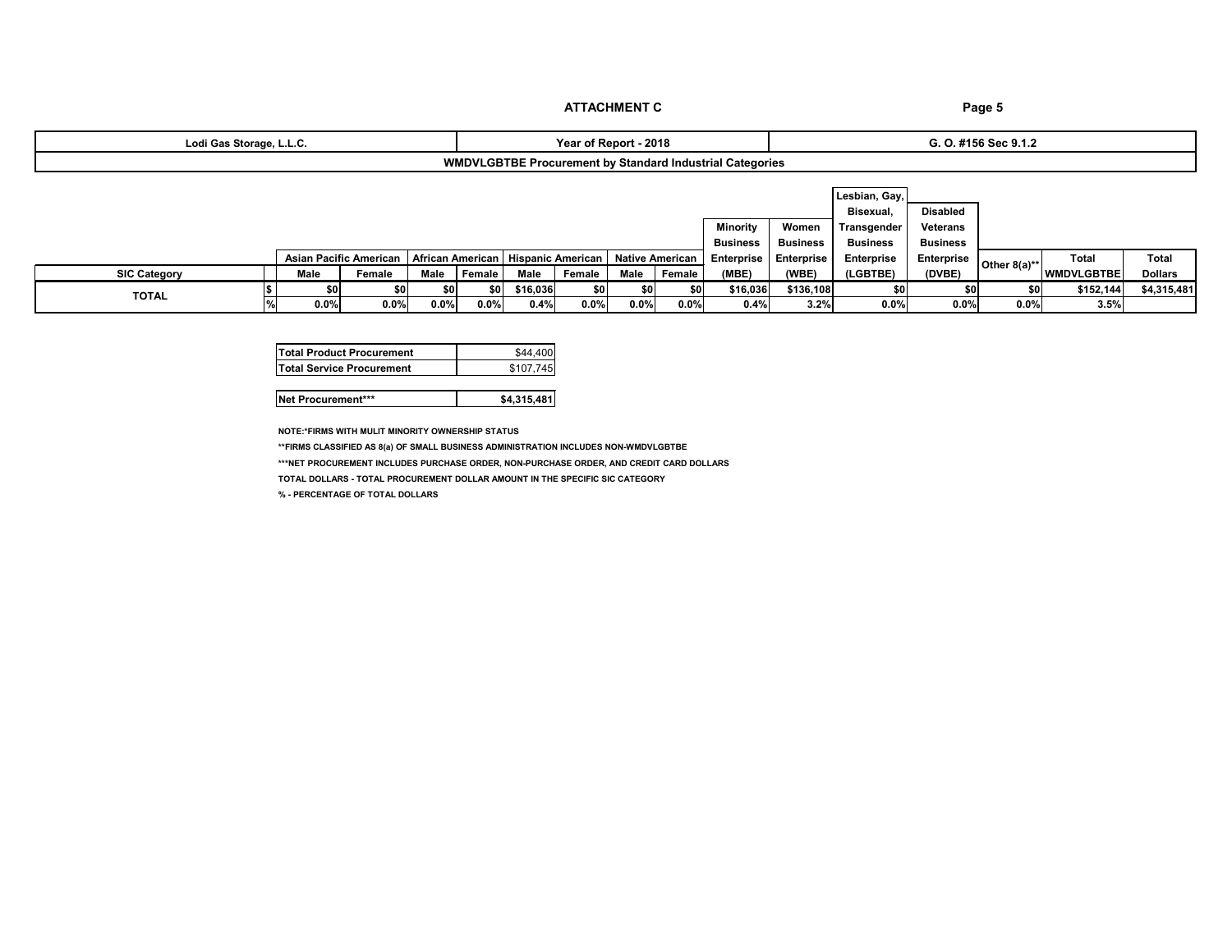## ATTACHMENT C

| Lodi Gas Storage, L.L.C. | Year of Report - 2018 | G. O. #156 Sec 9.1.2 |
|---|---|---|

**WMDVLGBTBE Procurement by Standard Industrial Categories**

| SIC Category | | Asian Pacific American | | African American | | Hispanic American | | Native American | | Minority Business Enterprise | Women Business Enterprise | Lesbian, Gay, Bisexual, Transgender Business Enterprise | Disabled Veterans Business Enterprise | Other 8(a)** | Total | Total |
|---|---|---|---|---|---|---|---|---|---|---|---|---|---|---|---|---|
| | | Male | Female | Male | Female | Male | Female | Male | Female | (MBE) | (WBE) | (LGBTBE) | (DVBE) | | WMDVLGBTBE | Dollars |
| TOTAL | $ | $0 | $0 | $0 | $0 | $16,036 | $0 | $0 | $0 | $16,036 | $136,108 | $0 | $0 | $0 | $152,144 | $4,315,481 |
| | % | 0.0% | 0.0% | 0.0% | 0.0% | 0.4% | 0.0% | 0.0% | 0.0% | 0.4% | 3.2% | 0.0% | 0.0% | 0.0% | 3.5% | |

| | |
|---|---|
| Total Product Procurement | $44,400 |
| Total Service Procurement | $107,745 |
| | |
| **Net Procurement***** | **$4,315,481** |

NOTE:*FIRMS WITH MULIT MINORITY OWNERSHIP STATUS

**FIRMS CLASSIFIED AS 8(a) OF SMALL BUSINESS ADMINISTRATION INCLUDES NON-WMDVLGBTBE

***NET PROCUREMENT INCLUDES PURCHASE ORDER, NON-PURCHASE ORDER, AND CREDIT CARD DOLLARS

TOTAL DOLLARS - TOTAL PROCUREMENT DOLLAR AMOUNT IN THE SPECIFIC SIC CATEGORY

% - PERCENTAGE OF TOTAL DOLLARS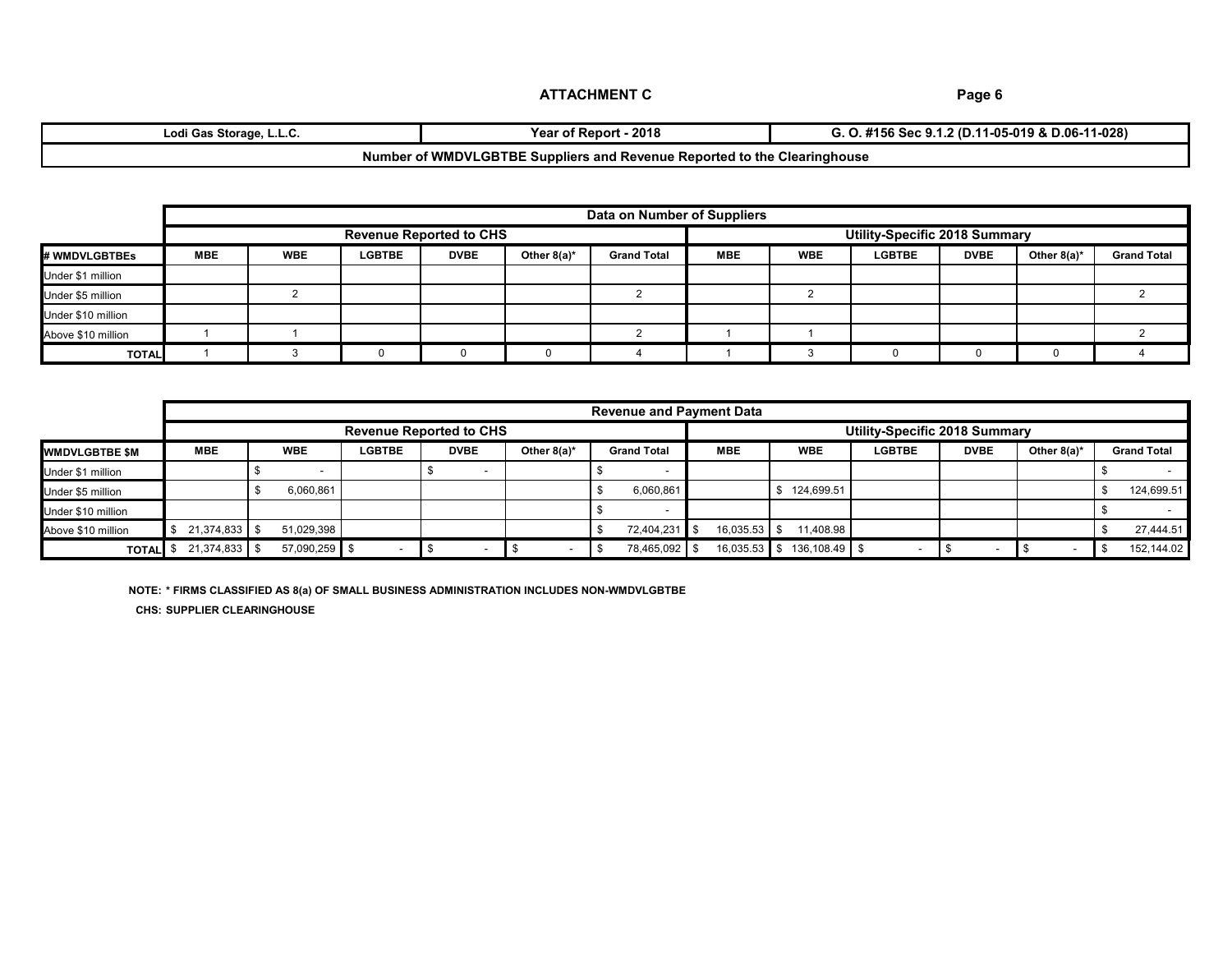**ATTACHMENT C**

| Lodi Gas Storage, L.L.C. | Year of Report - 2018 | G. O. #156 Sec 9.1.2 (D.11-05-019 & D.06-11-028) |
|---|---|---|
| Number of WMDVLGBTBE Suppliers and Revenue Reported to the Clearinghouse | | |

| | Data on Number of Suppliers | | | | | | | | | | | |
|---|---|---|---|---|---|---|---|---|---|---|---|---|
| | Revenue Reported to CHS | | | | | | Utility-Specific 2018 Summary | | | | | |
| # WMDVLGBTBEs | MBE | WBE | LGBTBE | DVBE | Other 8(a)* | Grand Total | MBE | WBE | LGBTBE | DVBE | Other 8(a)* | Grand Total |
| Under $1 million | | | | | | | | | | | | |
| Under $5 million | | 2 | | | | 2 | | 2 | | | | 2 |
| Under $10 million | | | | | | | | | | | | |
| Above $10 million | 1 | 1 | | | | 2 | 1 | 1 | | | | 2 |
| **TOTAL** | 1 | 3 | 0 | 0 | 0 | 4 | 1 | 3 | 0 | 0 | 0 | 4 |

| | Revenue and Payment Data | | | | | | | | | | | |
|---|---|---|---|---|---|---|---|---|---|---|---|---|
| | Revenue Reported to CHS | | | | | | Utility-Specific 2018 Summary | | | | | |
| WMDVLGBTBE $M | MBE | WBE | LGBTBE | DVBE | Other 8(a)* | Grand Total | MBE | WBE | LGBTBE | DVBE | Other 8(a)* | Grand Total |
| Under $1 million | | $ - | | $ - | | $ - | | | | | | $ - |
| Under $5 million | | $ 6,060,861 | | | | $ 6,060,861 | | $ 124,699.51 | | | | $ 124,699.51 |
| Under $10 million | | | | | | $ - | | | | | | $ - |
| Above $10 million | $ 21,374,833 | $ 51,029,398 | | | | $ 72,404,231 | $ 16,035.53 | $ 11,408.98 | | | | $ 27,444.51 |
| **TOTAL** | $ 21,374,833 | $ 57,090,259 | $ - | $ - | $ - | $ 78,465,092 | $ 16,035.53 | $ 136,108.49 | $ - | $ - | $ - | $ 152,144.02 |

**NOTE: * FIRMS CLASSIFIED AS 8(a) OF SMALL BUSINESS ADMINISTRATION INCLUDES NON-WMDVLGBTBE**

**CHS: SUPPLIER CLEARINGHOUSE**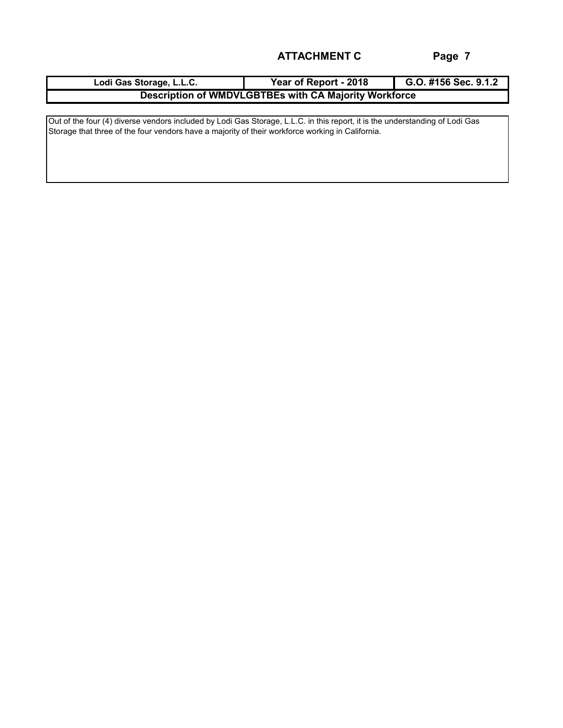**ATTACHMENT C**

| Lodi Gas Storage, L.L.C. | Year of Report - 2018 | G.O. #156 Sec. 9.1.2 |
|---|---|---|
| **Description of WMDVLGBTBEs with CA Majority Workforce** | | |

Out of the four (4) diverse vendors included by Lodi Gas Storage, L.L.C. in this report, it is the understanding of Lodi Gas Storage that three of the four vendors have a majority of their workforce working in California.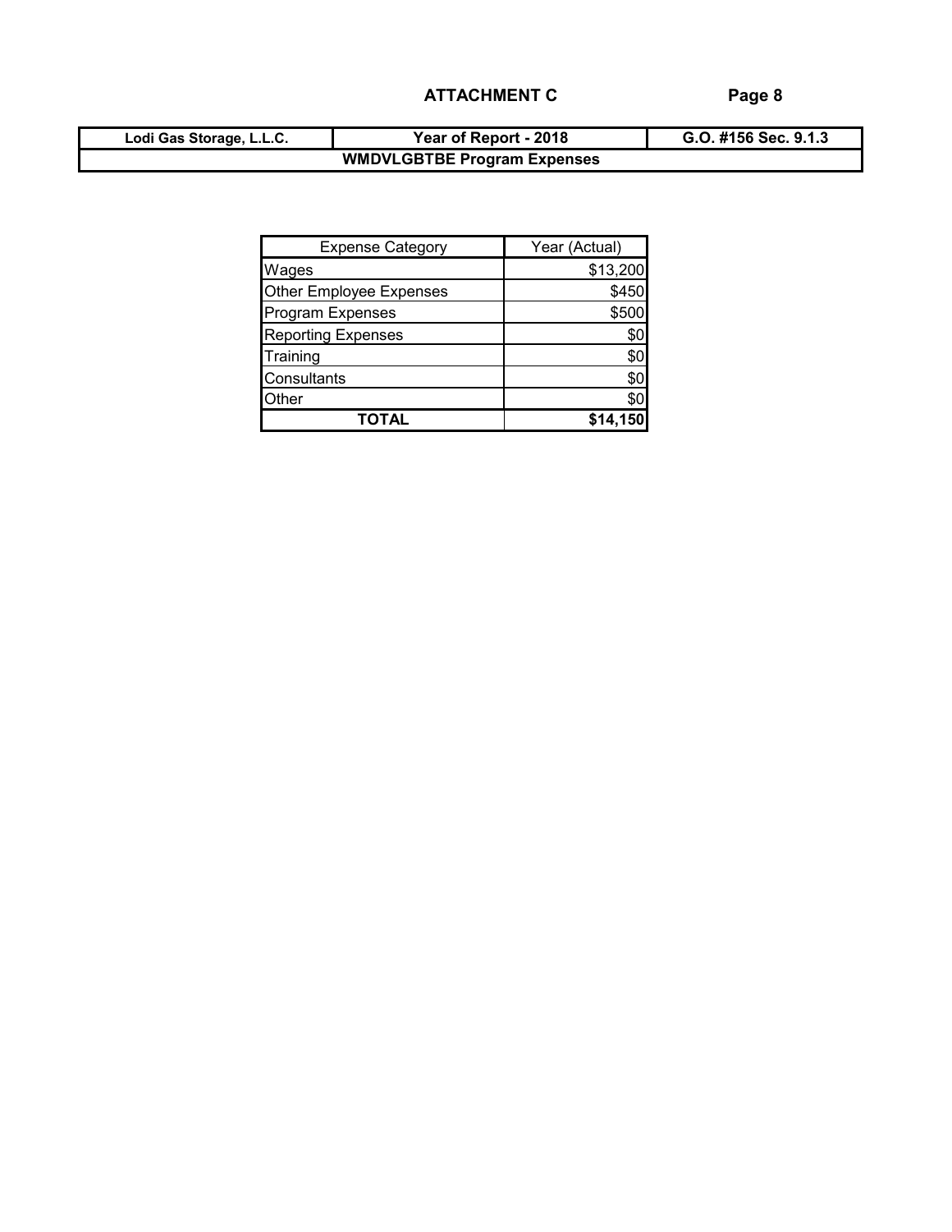**ATTACHMENT C**

| Lodi Gas Storage, L.L.C. | Year of Report - 2018 | G.O. #156 Sec. 9.1.3 |
| --- | --- | --- |
| **WMDVLGBTBE Program Expenses** | | |

| Expense Category | Year (Actual) |
| --- | --- |
| Wages | $13,200 |
| Other Employee Expenses | $450 |
| Program Expenses | $500 |
| Reporting Expenses | $0 |
| Training | $0 |
| Consultants | $0 |
| Other | $0 |
| **TOTAL** | **$14,150** |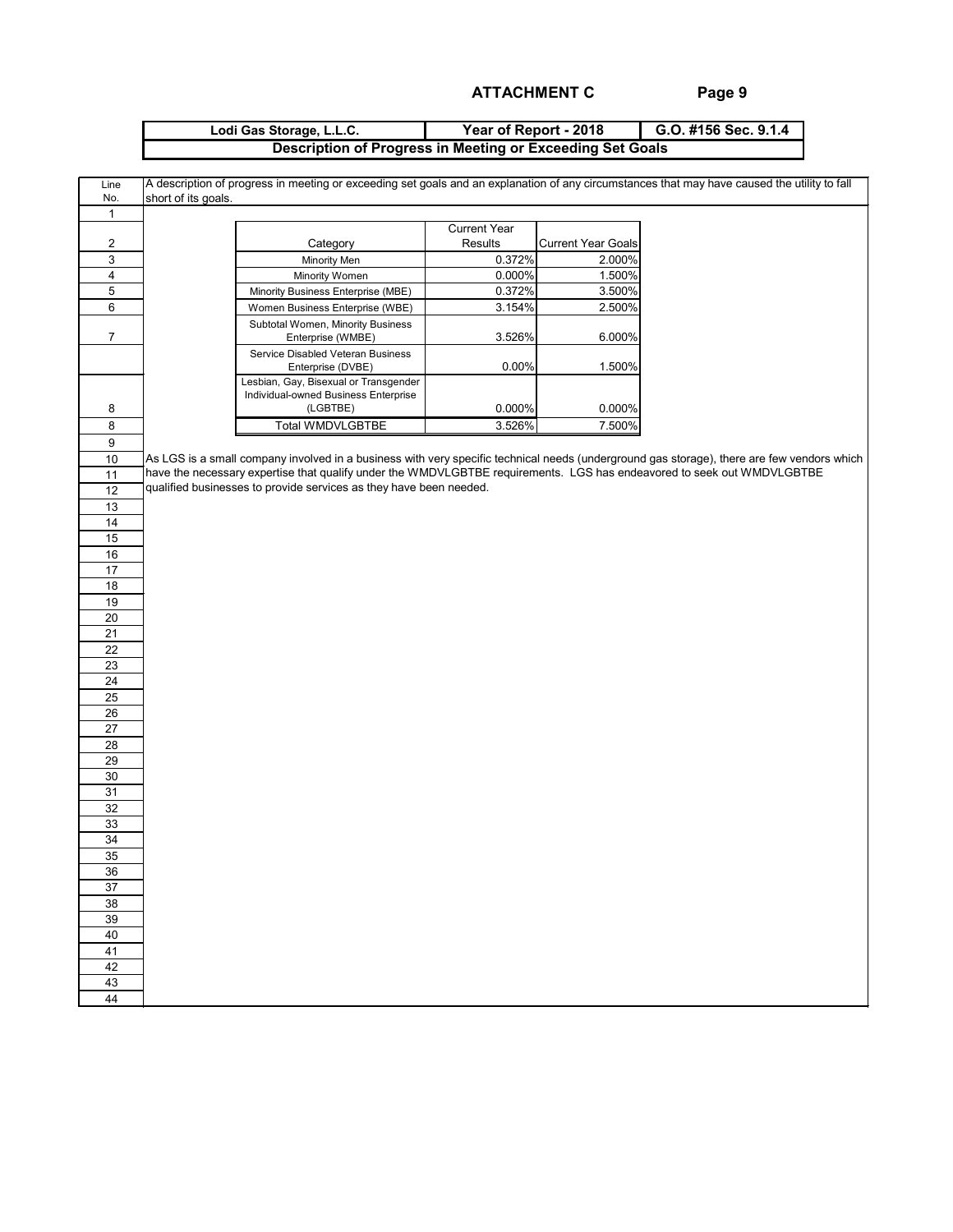**ATTACHMENT C**

| Lodi Gas Storage, L.L.C. | Year of Report - 2018 | G.O. #156 Sec. 9.1.4 |
|---|---|---|

**Description of Progress in Meeting or Exceeding Set Goals**

A description of progress in meeting or exceeding set goals and an explanation of any circumstances that may have caused the utility to fall short of its goals.

| Category | Current Year Results | Current Year Goals |
|---|---|---|
| Minority Men | 0.372% | 2.000% |
| Minority Women | 0.000% | 1.500% |
| Minority Business Enterprise (MBE) | 0.372% | 3.500% |
| Women Business Enterprise (WBE) | 3.154% | 2.500% |
| Subtotal Women, Minority Business Enterprise (WMBE) | 3.526% | 6.000% |
| Service Disabled Veteran Business Enterprise (DVBE) | 0.00% | 1.500% |
| Lesbian, Gay, Bisexual or Transgender Individual-owned Business Enterprise (LGBTBE) | 0.000% | 0.000% |
| Total WMDVLGBTBE | 3.526% | 7.500% |

As LGS is a small company involved in a business with very specific technical needs (underground gas storage), there are few vendors which have the necessary expertise that qualify under the WMDVLGBTBE requirements. LGS has endeavored to seek out WMDVLGBTBE qualified businesses to provide services as they have been needed.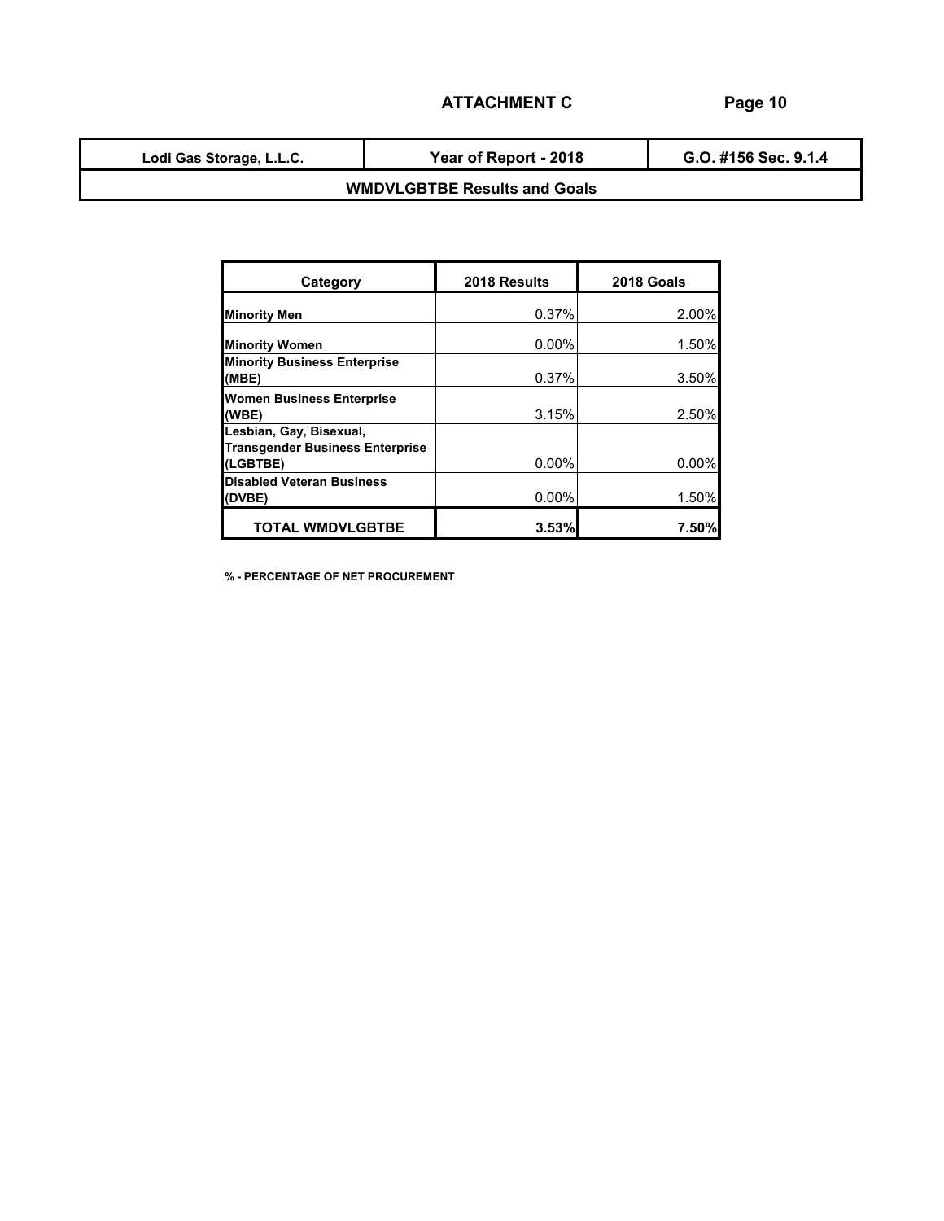## ATTACHMENT C

| Lodi Gas Storage, L.L.C. | Year of Report - 2018 | G.O. #156 Sec. 9.1.4 |
|---|---|---|
| **WMDVLGBTBE Results and Goals** | | |

| Category | 2018 Results | 2018 Goals |
|---|---|---|
| **Minority Men** | 0.37% | 2.00% |
| **Minority Women** | 0.00% | 1.50% |
| **Minority Business Enterprise (MBE)** | 0.37% | 3.50% |
| **Women Business Enterprise (WBE)** | 3.15% | 2.50% |
| **Lesbian, Gay, Bisexual, Transgender Business Enterprise (LGBTBE)** | 0.00% | 0.00% |
| **Disabled Veteran Business (DVBE)** | 0.00% | 1.50% |
| **TOTAL WMDVLGBTBE** | **3.53%** | **7.50%** |

**% - PERCENTAGE OF NET PROCUREMENT**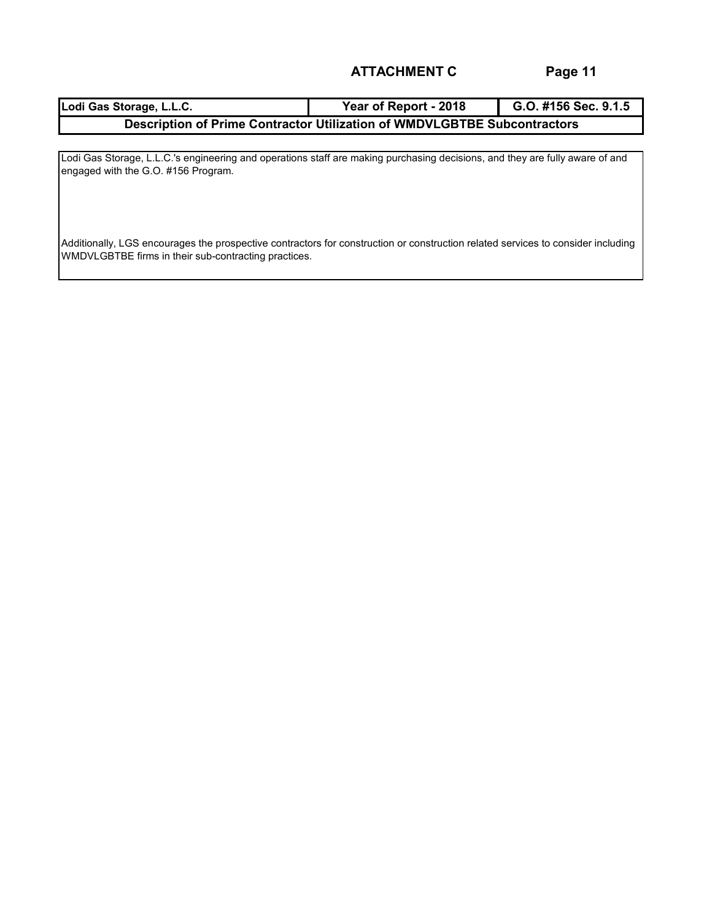**ATTACHMENT C**

| Lodi Gas Storage, L.L.C. | Year of Report - 2018 | G.O. #156 Sec. 9.1.5 |
| --- | --- | --- |
| **Description of Prime Contractor Utilization of WMDVLGBTBE Subcontractors** | | |

Lodi Gas Storage, L.L.C.'s engineering and operations staff are making purchasing decisions, and they are fully aware of and engaged with the G.O. #156 Program.

Additionally, LGS encourages the prospective contractors for construction or construction related services to consider including WMDVLGBTBE firms in their sub-contracting practices.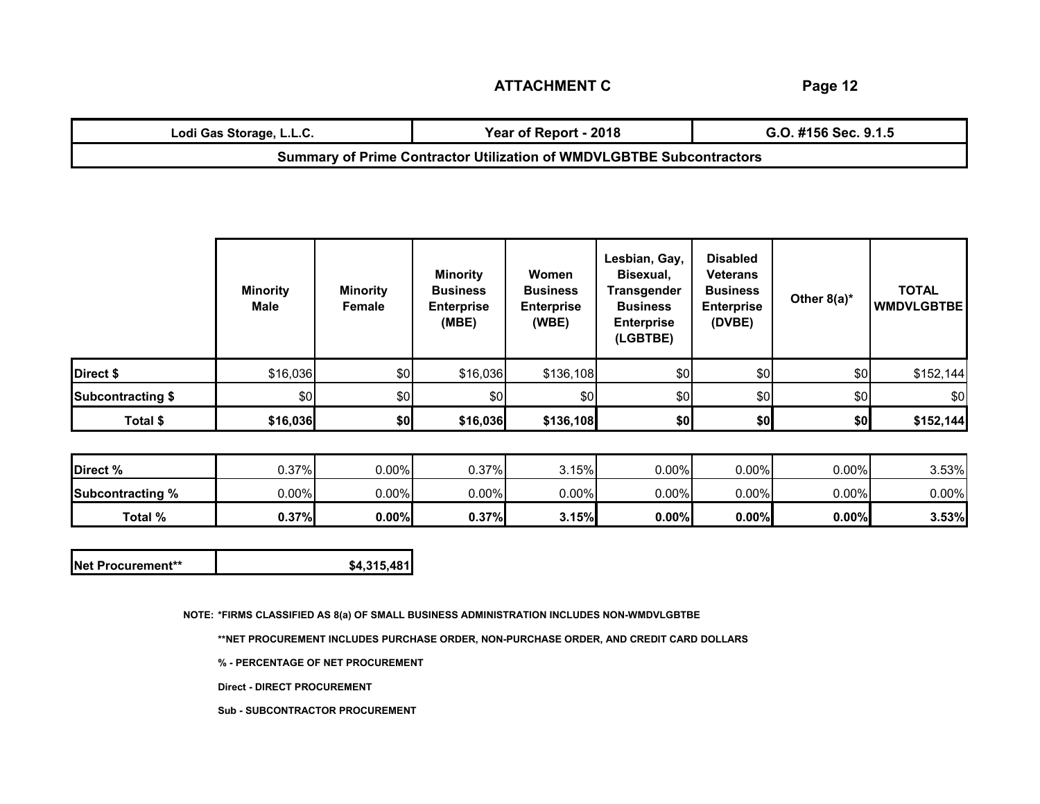## ATTACHMENT C

| Lodi Gas Storage, L.L.C. | Year of Report - 2018 | G.O. #156 Sec. 9.1.5 |
|---|---|---|
| **Summary of Prime Contractor Utilization of WMDVLGBTBE Subcontractors** | | |

| | Minority Male | Minority Female | Minority Business Enterprise (MBE) | Women Business Enterprise (WBE) | Lesbian, Gay, Bisexual, Transgender Business Enterprise (LGBTBE) | Disabled Veterans Business Enterprise (DVBE) | Other 8(a)* | TOTAL WMDVLGBTBE |
|---|---|---|---|---|---|---|---|---|
| **Direct $** | $16,036 | $0 | $16,036 | $136,108 | $0 | $0 | $0 | $152,144 |
| **Subcontracting $** | $0 | $0 | $0 | $0 | $0 | $0 | $0 | $0 |
| **Total $** | **$16,036** | **$0** | **$16,036** | **$136,108** | **$0** | **$0** | **$0** | **$152,144** |

| | Minority Male | Minority Female | Minority Business Enterprise (MBE) | Women Business Enterprise (WBE) | Lesbian, Gay, Bisexual, Transgender Business Enterprise (LGBTBE) | Disabled Veterans Business Enterprise (DVBE) | Other 8(a)* | TOTAL WMDVLGBTBE |
|---|---|---|---|---|---|---|---|---|
| **Direct %** | 0.37% | 0.00% | 0.37% | 3.15% | 0.00% | 0.00% | 0.00% | 3.53% |
| **Subcontracting %** | 0.00% | 0.00% | 0.00% | 0.00% | 0.00% | 0.00% | 0.00% | 0.00% |
| **Total %** | **0.37%** | **0.00%** | **0.37%** | **3.15%** | **0.00%** | **0.00%** | **0.00%** | **3.53%** |

| Net Procurement** | $4,315,481 |
|---|---|

NOTE: *FIRMS CLASSIFIED AS 8(a) OF SMALL BUSINESS ADMINISTRATION INCLUDES NON-WMDVLGBTBE

**NET PROCUREMENT INCLUDES PURCHASE ORDER, NON-PURCHASE ORDER, AND CREDIT CARD DOLLARS

% - PERCENTAGE OF NET PROCUREMENT

Direct - DIRECT PROCUREMENT

Sub - SUBCONTRACTOR PROCUREMENT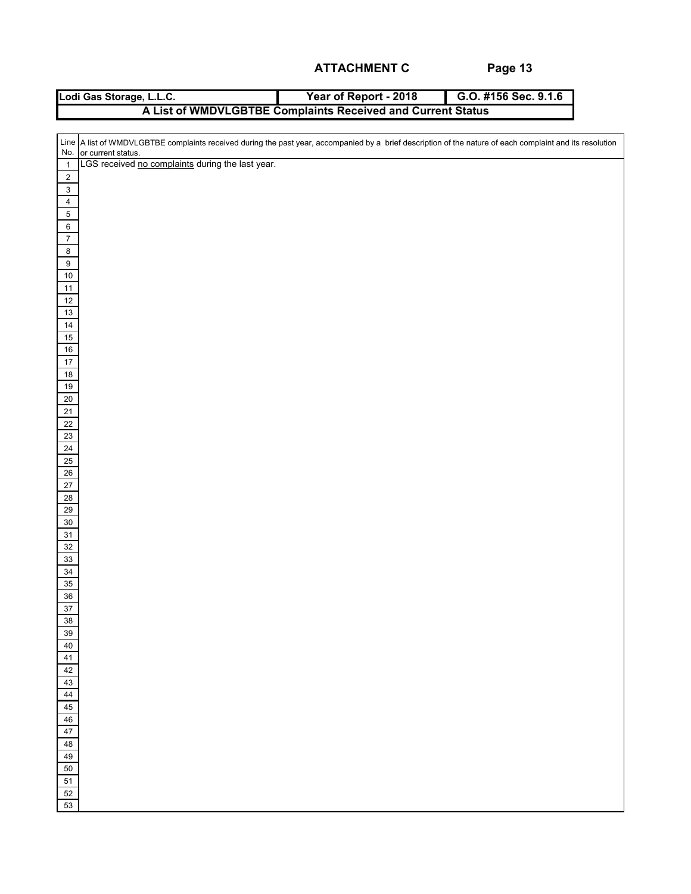**ATTACHMENT C**

| Lodi Gas Storage, L.L.C. | Year of Report - 2018 | G.O. #156 Sec. 9.1.6 |
|---|---|---|

**A List of WMDVLGBTBE Complaints Received and Current Status**

| Line No. | A list of WMDVLGBTBE complaints received during the past year, accompanied by a brief description of the nature of each complaint and its resolution or current status. |
|---|---|
| 1 | LGS received no complaints during the last year. |
| 2 | |
| 3 | |
| 4 | |
| 5 | |
| 6 | |
| 7 | |
| 8 | |
| 9 | |
| 10 | |
| 11 | |
| 12 | |
| 13 | |
| 14 | |
| 15 | |
| 16 | |
| 17 | |
| 18 | |
| 19 | |
| 20 | |
| 21 | |
| 22 | |
| 23 | |
| 24 | |
| 25 | |
| 26 | |
| 27 | |
| 28 | |
| 29 | |
| 30 | |
| 31 | |
| 32 | |
| 33 | |
| 34 | |
| 35 | |
| 36 | |
| 37 | |
| 38 | |
| 39 | |
| 40 | |
| 41 | |
| 42 | |
| 43 | |
| 44 | |
| 45 | |
| 46 | |
| 47 | |
| 48 | |
| 49 | |
| 50 | |
| 51 | |
| 52 | |
| 53 | |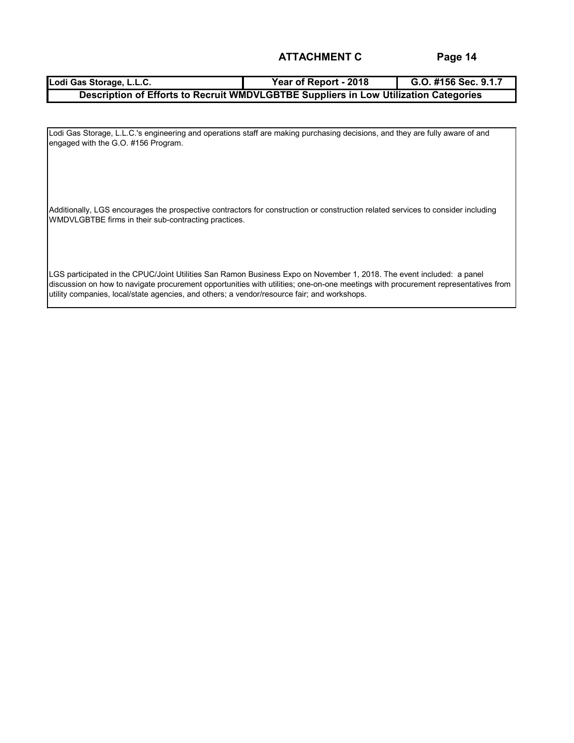## ATTACHMENT C

| Lodi Gas Storage, L.L.C. | Year of Report - 2018 | G.O. #156 Sec. 9.1.7 |
| --- | --- | --- |
| **Description of Efforts to Recruit WMDVLGBTBE Suppliers in Low Utilization Categories** | | |

Lodi Gas Storage, L.L.C.'s engineering and operations staff are making purchasing decisions, and they are fully aware of and engaged with the G.O. #156 Program.

Additionally, LGS encourages the prospective contractors for construction or construction related services to consider including WMDVLGBTBE firms in their sub-contracting practices.

LGS participated in the CPUC/Joint Utilities San Ramon Business Expo on November 1, 2018. The event included: a panel discussion on how to navigate procurement opportunities with utilities; one-on-one meetings with procurement representatives from utility companies, local/state agencies, and others; a vendor/resource fair; and workshops.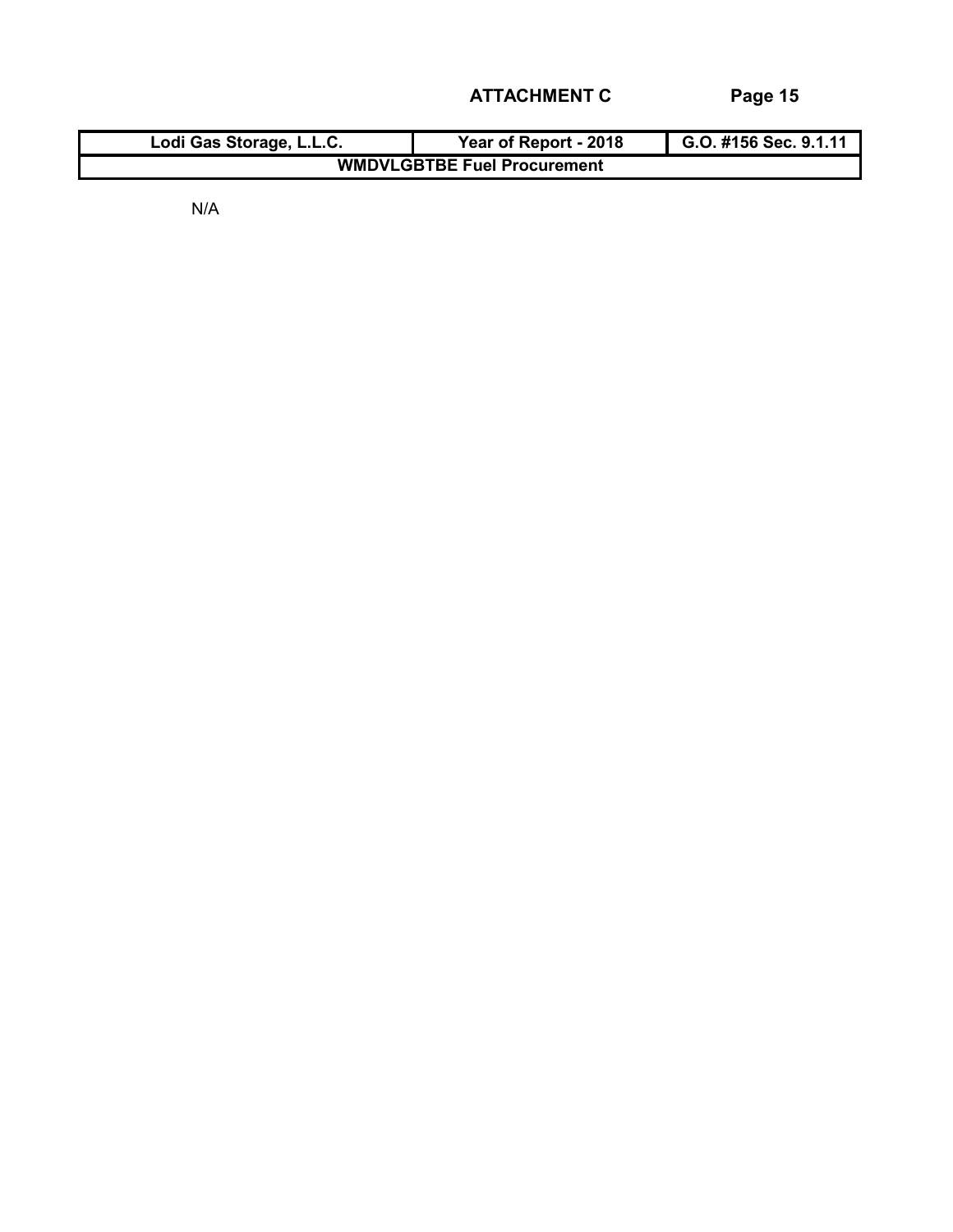**ATTACHMENT C**

| Lodi Gas Storage, L.L.C. | Year of Report - 2018 | G.O. #156 Sec. 9.1.11 |
| --- | --- | --- |
| **WMDVLGBTBE Fuel Procurement** | | |

N/A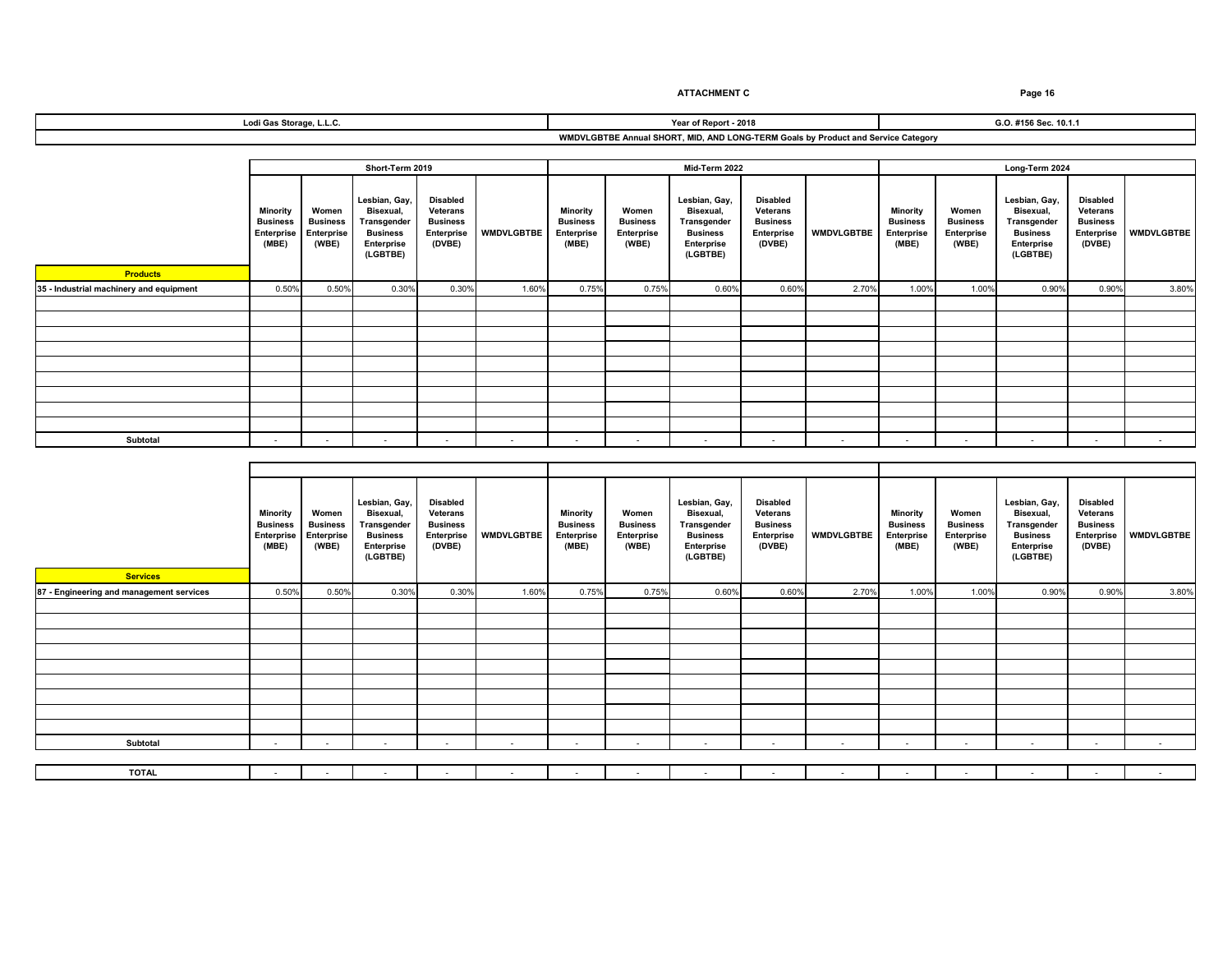**ATTACHMENT C**

| Lodi Gas Storage, L.L.C. | Year of Report - 2018 | G.O. #156 Sec. 10.1.1 |
|---|---|---|

**WMDVLGBTBE Annual SHORT, MID, AND LONG-TERM Goals by Product and Service Category**

| | Short-Term 2019 | | | | | Mid-Term 2022 | | | | | Long-Term 2024 | | | | |
|---|---|---|---|---|---|---|---|---|---|---|---|---|---|---|---|
| **Products** | Minority Business Enterprise (MBE) | Women Business Enterprise (WBE) | Lesbian, Gay, Bisexual, Transgender Business Enterprise (LGBTBE) | Disabled Veterans Business Enterprise (DVBE) | WMDVLGBTBE | Minority Business Enterprise (MBE) | Women Business Enterprise (WBE) | Lesbian, Gay, Bisexual, Transgender Business Enterprise (LGBTBE) | Disabled Veterans Business Enterprise (DVBE) | WMDVLGBTBE | Minority Business Enterprise (MBE) | Women Business Enterprise (WBE) | Lesbian, Gay, Bisexual, Transgender Business Enterprise (LGBTBE) | Disabled Veterans Business Enterprise (DVBE) | WMDVLGBTBE |
| 35 - Industrial machinery and equipment | 0.50% | 0.50% | 0.30% | 0.30% | 1.60% | 0.75% | 0.75% | 0.60% | 0.60% | 2.70% | 1.00% | 1.00% | 0.90% | 0.90% | 3.80% |
| | | | | | | | | | | | | | | | |
| | | | | | | | | | | | | | | | |
| | | | | | | | | | | | | | | | |
| | | | | | | | | | | | | | | | |
| | | | | | | | | | | | | | | | |
| | | | | | | | | | | | | | | | |
| | | | | | | | | | | | | | | | |
| | | | | | | | | | | | | | | | |
| | | | | | | | | | | | | | | | |
| **Subtotal** | - | - | - | - | - | - | - | - | - | - | - | - | - | - | - |

| **Services** | Minority Business Enterprise (MBE) | Women Business Enterprise (WBE) | Lesbian, Gay, Bisexual, Transgender Business Enterprise (LGBTBE) | Disabled Veterans Business Enterprise (DVBE) | WMDVLGBTBE | Minority Business Enterprise (MBE) | Women Business Enterprise (WBE) | Lesbian, Gay, Bisexual, Transgender Business Enterprise (LGBTBE) | Disabled Veterans Business Enterprise (DVBE) | WMDVLGBTBE | Minority Business Enterprise (MBE) | Women Business Enterprise (WBE) | Lesbian, Gay, Bisexual, Transgender Business Enterprise (LGBTBE) | Disabled Veterans Business Enterprise (DVBE) | WMDVLGBTBE |
|---|---|---|---|---|---|---|---|---|---|---|---|---|---|---|---|
| 87 - Engineering and management services | 0.50% | 0.50% | 0.30% | 0.30% | 1.60% | 0.75% | 0.75% | 0.60% | 0.60% | 2.70% | 1.00% | 1.00% | 0.90% | 0.90% | 3.80% |
| | | | | | | | | | | | | | | | |
| | | | | | | | | | | | | | | | |
| | | | | | | | | | | | | | | | |
| | | | | | | | | | | | | | | | |
| | | | | | | | | | | | | | | | |
| | | | | | | | | | | | | | | | |
| | | | | | | | | | | | | | | | |
| | | | | | | | | | | | | | | | |
| | | | | | | | | | | | | | | | |
| **Subtotal** | - | - | - | - | - | - | - | - | - | - | - | - | - | - | - |

| **TOTAL** | - | - | - | - | - | - | - | - | - | - | - | - | - | - | - |
|---|---|---|---|---|---|---|---|---|---|---|---|---|---|---|---|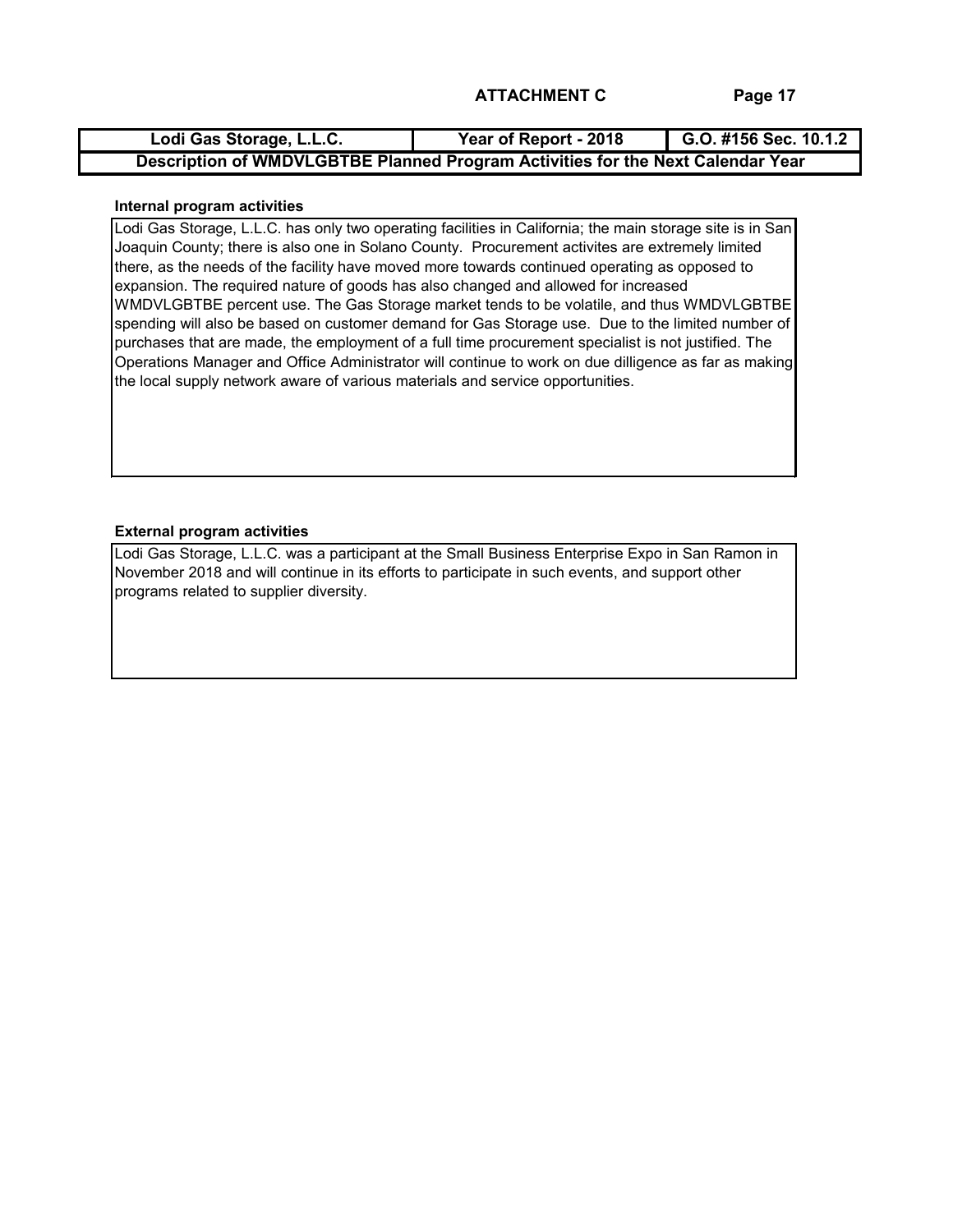**ATTACHMENT C**

| Lodi Gas Storage, L.L.C. | Year of Report - 2018 | G.O. #156 Sec. 10.1.2 |
|---|---|---|
| **Description of WMDVLGBTBE Planned Program Activities for the Next Calendar Year** | | |

**Internal program activities**

Lodi Gas Storage, L.L.C. has only two operating facilities in California; the main storage site is in San Joaquin County; there is also one in Solano County. Procurement activites are extremely limited there, as the needs of the facility have moved more towards continued operating as opposed to expansion. The required nature of goods has also changed and allowed for increased WMDVLGBTBE percent use. The Gas Storage market tends to be volatile, and thus WMDVLGBTBE spending will also be based on customer demand for Gas Storage use. Due to the limited number of purchases that are made, the employment of a full time procurement specialist is not justified. The Operations Manager and Office Administrator will continue to work on due dilligence as far as making the local supply network aware of various materials and service opportunities.

**External program activities**

Lodi Gas Storage, L.L.C. was a participant at the Small Business Enterprise Expo in San Ramon in November 2018 and will continue in its efforts to participate in such events, and support other programs related to supplier diversity.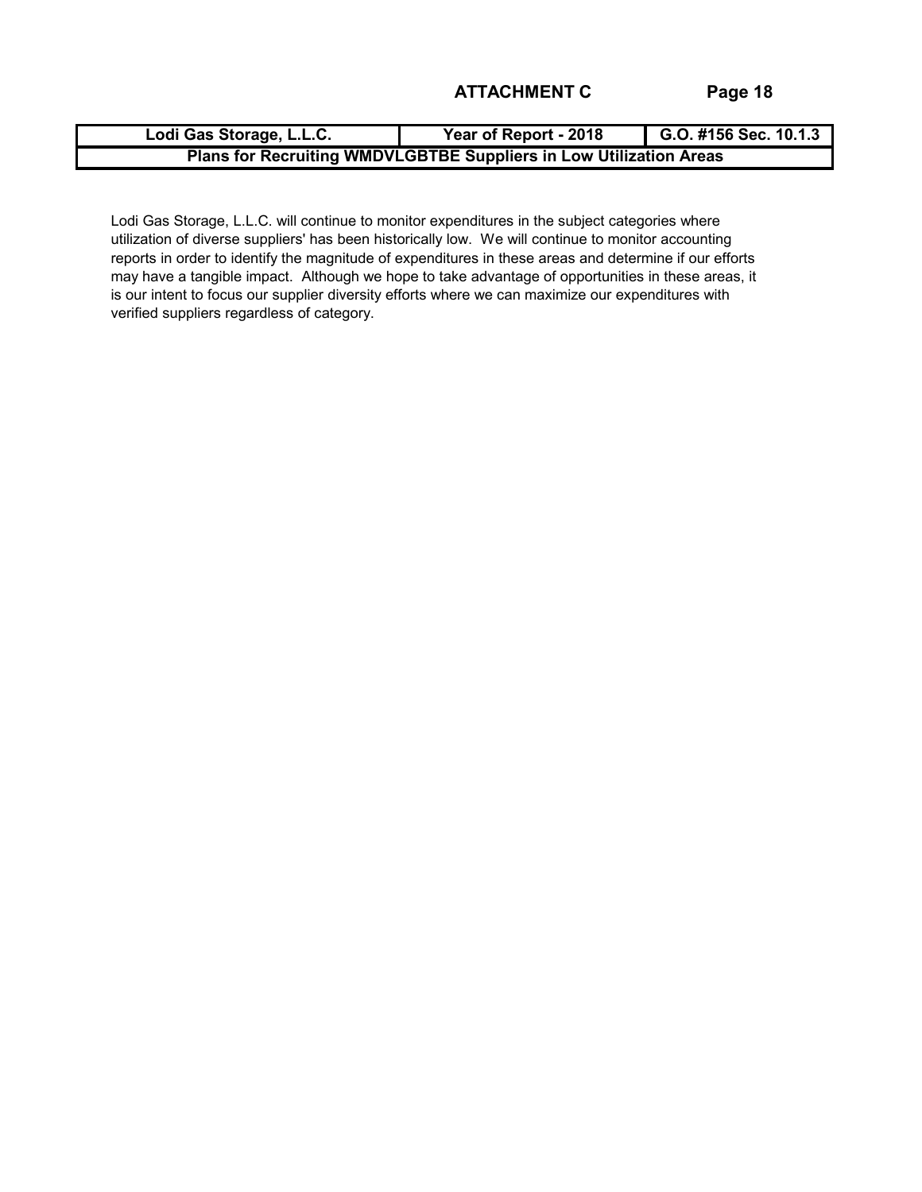**ATTACHMENT C**

| Lodi Gas Storage, L.L.C. | Year of Report - 2018 | G.O. #156 Sec. 10.1.3 |
|---|---|---|
| **Plans for Recruiting WMDVLGBTBE Suppliers in Low Utilization Areas** | | |

Lodi Gas Storage, L.L.C. will continue to monitor expenditures in the subject categories where utilization of diverse suppliers' has been historically low. We will continue to monitor accounting reports in order to identify the magnitude of expenditures in these areas and determine if our efforts may have a tangible impact. Although we hope to take advantage of opportunities in these areas, it is our intent to focus our supplier diversity efforts where we can maximize our expenditures with verified suppliers regardless of category.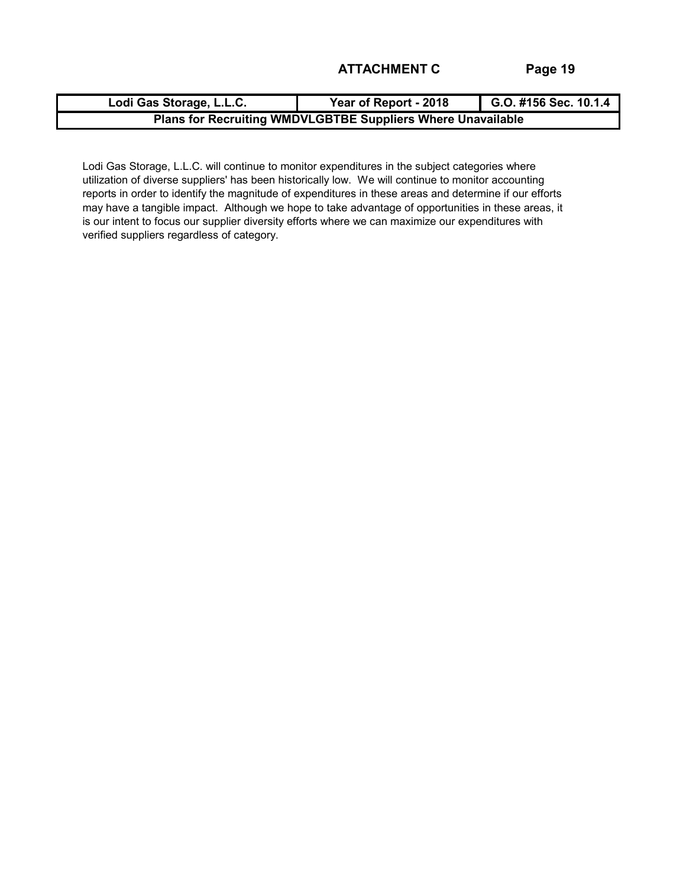**ATTACHMENT C**

| Lodi Gas Storage, L.L.C. | Year of Report - 2018 | G.O. #156 Sec. 10.1.4 |
|---|---|---|
| **Plans for Recruiting WMDVLGBTBE Suppliers Where Unavailable** | | |

Lodi Gas Storage, L.L.C. will continue to monitor expenditures in the subject categories where utilization of diverse suppliers' has been historically low. We will continue to monitor accounting reports in order to identify the magnitude of expenditures in these areas and determine if our efforts may have a tangible impact. Although we hope to take advantage of opportunities in these areas, it is our intent to focus our supplier diversity efforts where we can maximize our expenditures with verified suppliers regardless of category.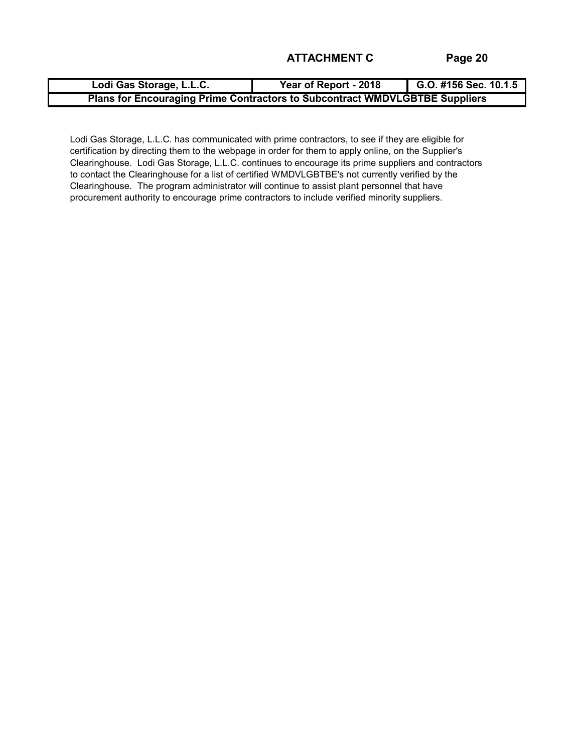**ATTACHMENT C**

| Lodi Gas Storage, L.L.C. | Year of Report - 2018 | G.O. #156 Sec. 10.1.5 |
|---|---|---|
| **Plans for Encouraging Prime Contractors to Subcontract WMDVLGBTBE Suppliers** | | |

Lodi Gas Storage, L.L.C. has communicated with prime contractors, to see if they are eligible for certification by directing them to the webpage in order for them to apply online, on the Supplier's Clearinghouse. Lodi Gas Storage, L.L.C. continues to encourage its prime suppliers and contractors to contact the Clearinghouse for a list of certified WMDVLGBTBE's not currently verified by the Clearinghouse. The program administrator will continue to assist plant personnel that have procurement authority to encourage prime contractors to include verified minority suppliers.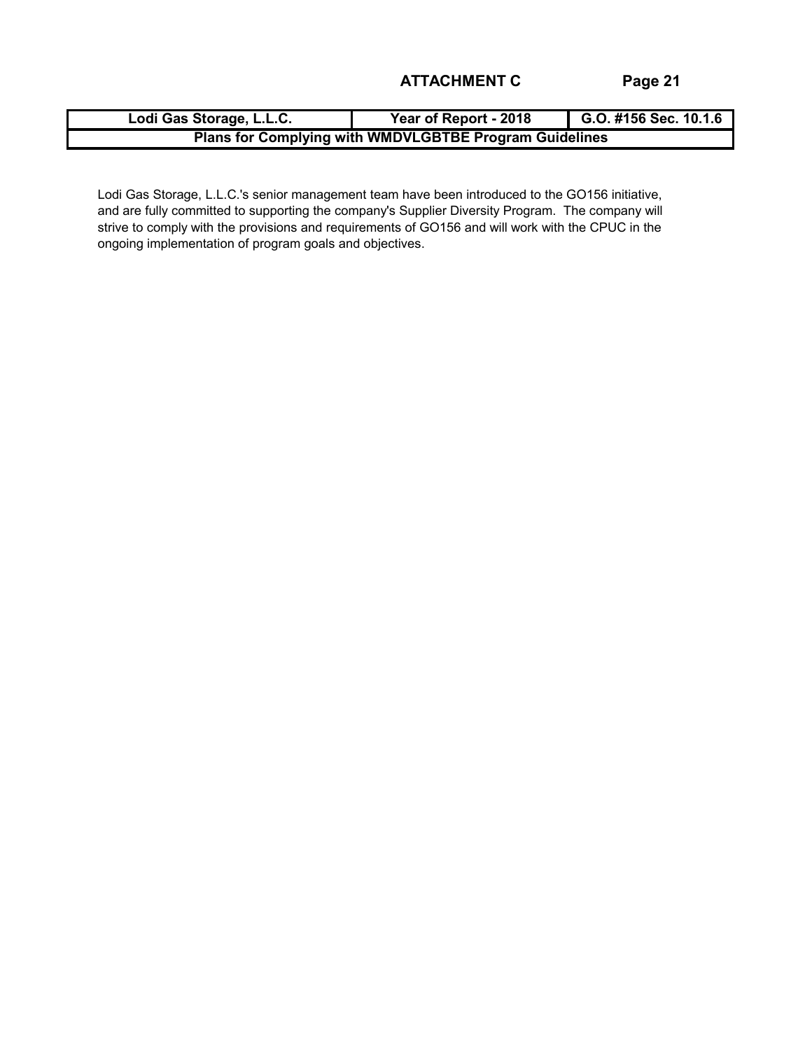**ATTACHMENT C**

| Lodi Gas Storage, L.L.C. | Year of Report - 2018 | G.O. #156 Sec. 10.1.6 |
| --- | --- | --- |
| **Plans for Complying with WMDVLGBTBE Program Guidelines** | | |

Lodi Gas Storage, L.L.C.'s senior management team have been introduced to the GO156 initiative, and are fully committed to supporting the company's Supplier Diversity Program. The company will strive to comply with the provisions and requirements of GO156 and will work with the CPUC in the ongoing implementation of program goals and objectives.